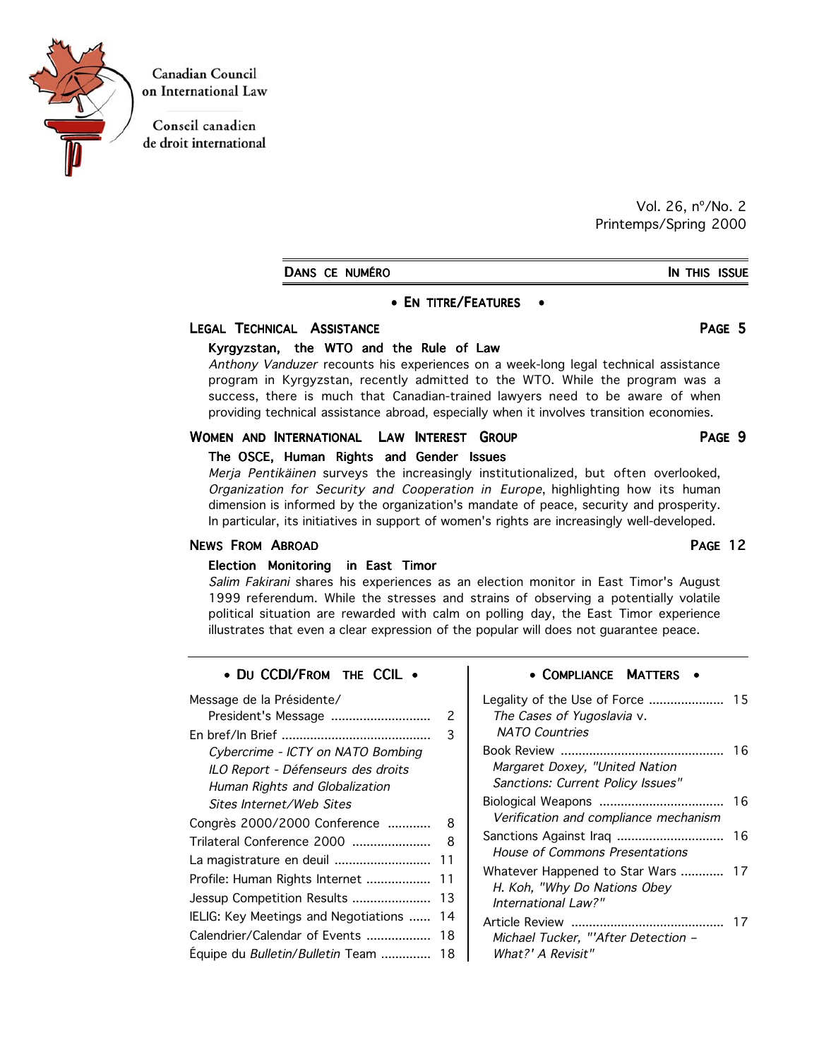Canadian Council on International Law

Conseil canadien de droit international

Vol. 26, nº/No. 2
Printemps/Spring 2000

## DANS CE NUMÉRO — IN THIS ISSUE

### • EN TITRE/FEATURES •

#### LEGAL TECHNICAL ASSISTANCE — PAGE 5

**Kyrgyzstan, the WTO and the Rule of Law**

*Anthony Vanduzer* recounts his experiences on a week-long legal technical assistance program in Kyrgyzstan, recently admitted to the WTO. While the program was a success, there is much that Canadian-trained lawyers need to be aware of when providing technical assistance abroad, especially when it involves transition economies.

#### WOMEN AND INTERNATIONAL LAW INTEREST GROUP — PAGE 9

**The OSCE, Human Rights and Gender Issues**

*Merja Pentikäinen* surveys the increasingly institutionalized, but often overlooked, *Organization for Security and Cooperation in Europe*, highlighting how its human dimension is informed by the organization's mandate of peace, security and prosperity. In particular, its initiatives in support of women's rights are increasingly well-developed.

#### NEWS FROM ABROAD — PAGE 12

**Election Monitoring in East Timor**

*Salim Fakirani* shares his experiences as an election monitor in East Timor's August 1999 referendum. While the stresses and strains of observing a potentially volatile political situation are rewarded with calm on polling day, the East Timor experience illustrates that even a clear expression of the popular will does not guarantee peace.

### • DU CCDI/FROM THE CCIL •

- Message de la Présidente/ President's Message ............ 2
- En bref/In Brief ............ 3
  - *Cybercrime - ICTY on NATO Bombing*
  - *ILO Report - Défenseurs des droits*
  - *Human Rights and Globalization*
  - *Sites Internet/Web Sites*
- Congrès 2000/2000 Conference ............ 8
- Trilateral Conference 2000 ............ 8
- La magistrature en deuil ............ 11
- Profile: Human Rights Internet ............ 11
- Jessup Competition Results ............ 13
- IELIG: Key Meetings and Negotiations ............ 14
- Calendrier/Calendar of Events ............ 18
- Équipe du *Bulletin*/*Bulletin* Team ............ 18

### • COMPLIANCE MATTERS •

- Legality of the Use of Force ............ 15
  - *The Cases of Yugoslavia* v. *NATO Countries*
- Book Review ............ 16
  - *Margaret Doxey, "United Nation Sanctions: Current Policy Issues"*
- Biological Weapons ............ 16
  - *Verification and compliance mechanism*
- Sanctions Against Iraq ............ 16
  - *House of Commons Presentations*
- Whatever Happened to Star Wars ............ 17
  - *H. Koh, "Why Do Nations Obey International Law?"*
- Article Review ............ 17
  - *Michael Tucker, "'After Detection – What?' A Revisit"*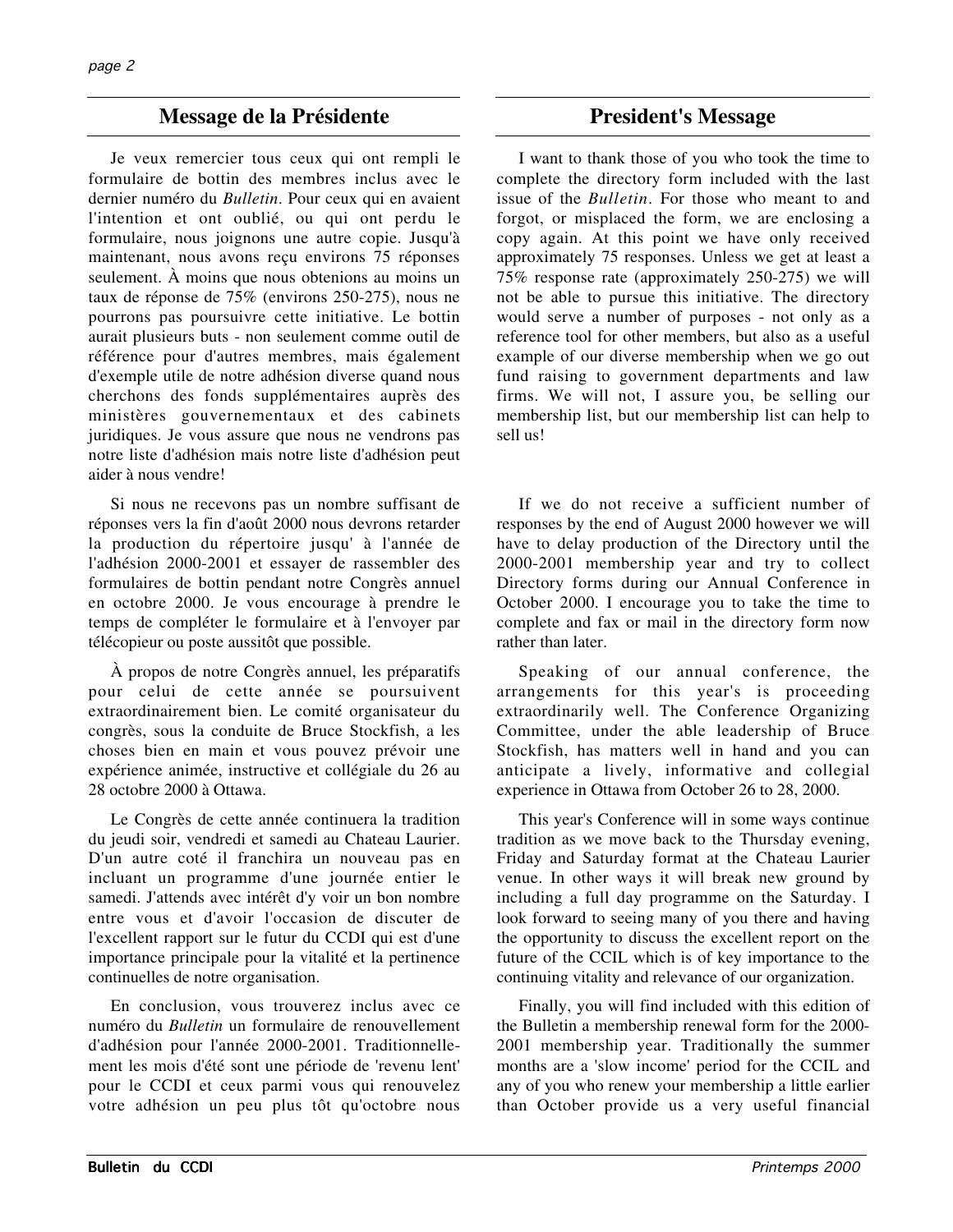## Message de la Présidente

Je veux remercier tous ceux qui ont rempli le formulaire de bottin des membres inclus avec le dernier numéro du *Bulletin*. Pour ceux qui en avaient l'intention et ont oublié, ou qui ont perdu le formulaire, nous joignons une autre copie. Jusqu'à maintenant, nous avons reçu environs 75 réponses seulement. À moins que nous obtenions au moins un taux de réponse de 75% (environs 250-275), nous ne pourrons pas poursuivre cette initiative. Le bottin aurait plusieurs buts - non seulement comme outil de référence pour d'autres membres, mais également d'exemple utile de notre adhésion diverse quand nous cherchons des fonds supplémentaires auprès des ministères gouvernementaux et des cabinets juridiques. Je vous assure que nous ne vendrons pas notre liste d'adhésion mais notre liste d'adhésion peut aider à nous vendre!

Si nous ne recevons pas un nombre suffisant de réponses vers la fin d'août 2000 nous devrons retarder la production du répertoire jusqu' à l'année de l'adhésion 2000-2001 et essayer de rassembler des formulaires de bottin pendant notre Congrès annuel en octobre 2000. Je vous encourage à prendre le temps de compléter le formulaire et à l'envoyer par télécopieur ou poste aussitôt que possible.

À propos de notre Congrès annuel, les préparatifs pour celui de cette année se poursuivent extraordinairement bien. Le comité organisateur du congrès, sous la conduite de Bruce Stockfish, a les choses bien en main et vous pouvez prévoir une expérience animée, instructive et collégiale du 26 au 28 octobre 2000 à Ottawa.

Le Congrès de cette année continuera la tradition du jeudi soir, vendredi et samedi au Chateau Laurier. D'un autre coté il franchira un nouveau pas en incluant un programme d'une journée entier le samedi. J'attends avec intérêt d'y voir un bon nombre entre vous et d'avoir l'occasion de discuter de l'excellent rapport sur le futur du CCDI qui est d'une importance principale pour la vitalité et la pertinence continuelles de notre organisation.

En conclusion, vous trouverez inclus avec ce numéro du *Bulletin* un formulaire de renouvellement d'adhésion pour l'année 2000-2001. Traditionnellement les mois d'été sont une période de 'revenu lent' pour le CCDI et ceux parmi vous qui renouvelez votre adhésion un peu plus tôt qu'octobre nous

## President's Message

I want to thank those of you who took the time to complete the directory form included with the last issue of the *Bulletin*. For those who meant to and forgot, or misplaced the form, we are enclosing a copy again. At this point we have only received approximately 75 responses. Unless we get at least a 75% response rate (approximately 250-275) we will not be able to pursue this initiative. The directory would serve a number of purposes - not only as a reference tool for other members, but also as a useful example of our diverse membership when we go out fund raising to government departments and law firms. We will not, I assure you, be selling our membership list, but our membership list can help to sell us!

If we do not receive a sufficient number of responses by the end of August 2000 however we will have to delay production of the Directory until the 2000-2001 membership year and try to collect Directory forms during our Annual Conference in October 2000. I encourage you to take the time to complete and fax or mail in the directory form now rather than later.

Speaking of our annual conference, the arrangements for this year's is proceeding extraordinarily well. The Conference Organizing Committee, under the able leadership of Bruce Stockfish, has matters well in hand and you can anticipate a lively, informative and collegial experience in Ottawa from October 26 to 28, 2000.

This year's Conference will in some ways continue tradition as we move back to the Thursday evening, Friday and Saturday format at the Chateau Laurier venue. In other ways it will break new ground by including a full day programme on the Saturday. I look forward to seeing many of you there and having the opportunity to discuss the excellent report on the future of the CCIL which is of key importance to the continuing vitality and relevance of our organization.

Finally, you will find included with this edition of the Bulletin a membership renewal form for the 2000-2001 membership year. Traditionally the summer months are a 'slow income' period for the CCIL and any of you who renew your membership a little earlier than October provide us a very useful financial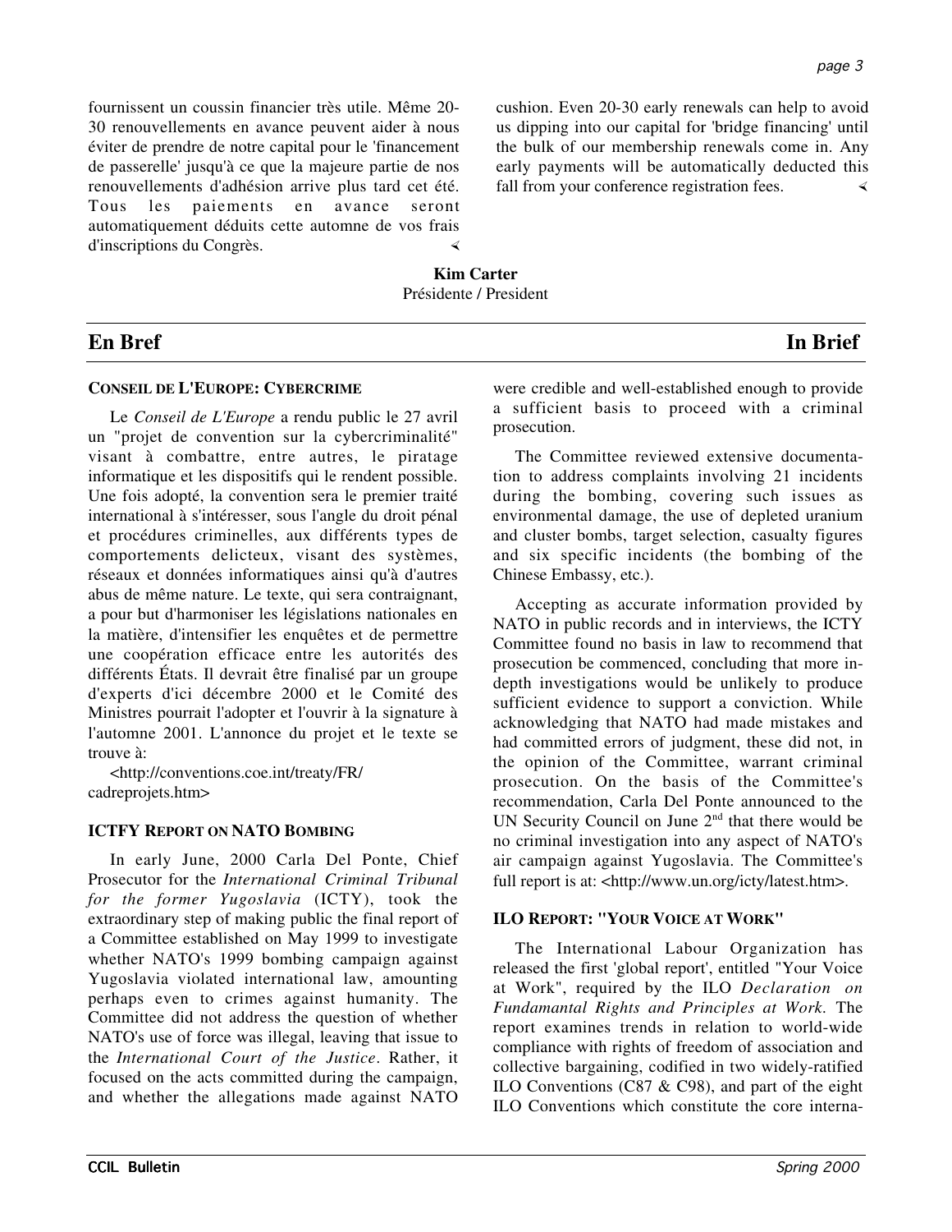fournissent un coussin financier très utile. Même 20-30 renouvellements en avance peuvent aider à nous éviter de prendre de notre capital pour le 'financement de passerelle' jusqu'à ce que la majeure partie de nos renouvellements d'adhésion arrive plus tard cet été. Tous les paiements en avance seront automatiquement déduits cette automne de vos frais d'inscriptions du Congrès.

cushion. Even 20-30 early renewals can help to avoid us dipping into our capital for 'bridge financing' until the bulk of our membership renewals come in. Any early payments will be automatically deducted this fall from your conference registration fees.

**Kim Carter**
Présidente / President

## En Bref / In Brief

### CONSEIL DE L'EUROPE: CYBERCRIME

Le *Conseil de L'Europe* a rendu public le 27 avril un "projet de convention sur la cybercriminalité" visant à combattre, entre autres, le piratage informatique et les dispositifs qui le rendent possible. Une fois adopté, la convention sera le premier traité international à s'intéresser, sous l'angle du droit pénal et procédures criminelles, aux différents types de comportements delicteux, visant des systèmes, réseaux et données informatiques ainsi qu'à d'autres abus de même nature. Le texte, qui sera contraignant, a pour but d'harmoniser les législations nationales en la matière, d'intensifier les enquêtes et de permettre une coopération efficace entre les autorités des différents États. Il devrait être finalisé par un groupe d'experts d'ici décembre 2000 et le Comité des Ministres pourrait l'adopter et l'ouvrir à la signature à l'automne 2001. L'annonce du projet et le texte se trouve à:

<http://conventions.coe.int/treaty/FR/cadreprojets.htm>

### ICTFY REPORT ON NATO BOMBING

In early June, 2000 Carla Del Ponte, Chief Prosecutor for the *International Criminal Tribunal for the former Yugoslavia* (ICTY), took the extraordinary step of making public the final report of a Committee established on May 1999 to investigate whether NATO's 1999 bombing campaign against Yugoslavia violated international law, amounting perhaps even to crimes against humanity. The Committee did not address the question of whether NATO's use of force was illegal, leaving that issue to the *International Court of the Justice*. Rather, it focused on the acts committed during the campaign, and whether the allegations made against NATO were credible and well-established enough to provide a sufficient basis to proceed with a criminal prosecution.

The Committee reviewed extensive documentation to address complaints involving 21 incidents during the bombing, covering such issues as environmental damage, the use of depleted uranium and cluster bombs, target selection, casualty figures and six specific incidents (the bombing of the Chinese Embassy, etc.).

Accepting as accurate information provided by NATO in public records and in interviews, the ICTY Committee found no basis in law to recommend that prosecution be commenced, concluding that more in-depth investigations would be unlikely to produce sufficient evidence to support a conviction. While acknowledging that NATO had made mistakes and had committed errors of judgment, these did not, in the opinion of the Committee, warrant criminal prosecution. On the basis of the Committee's recommendation, Carla Del Ponte announced to the UN Security Council on June 2nd that there would be no criminal investigation into any aspect of NATO's air campaign against Yugoslavia. The Committee's full report is at: <http://www.un.org/icty/latest.htm>.

### ILO REPORT: "YOUR VOICE AT WORK"

The International Labour Organization has released the first 'global report', entitled "Your Voice at Work", required by the ILO *Declaration on Fundamantal Rights and Principles at Work*. The report examines trends in relation to world-wide compliance with rights of freedom of association and collective bargaining, codified in two widely-ratified ILO Conventions (C87 & C98), and part of the eight ILO Conventions which constitute the core interna-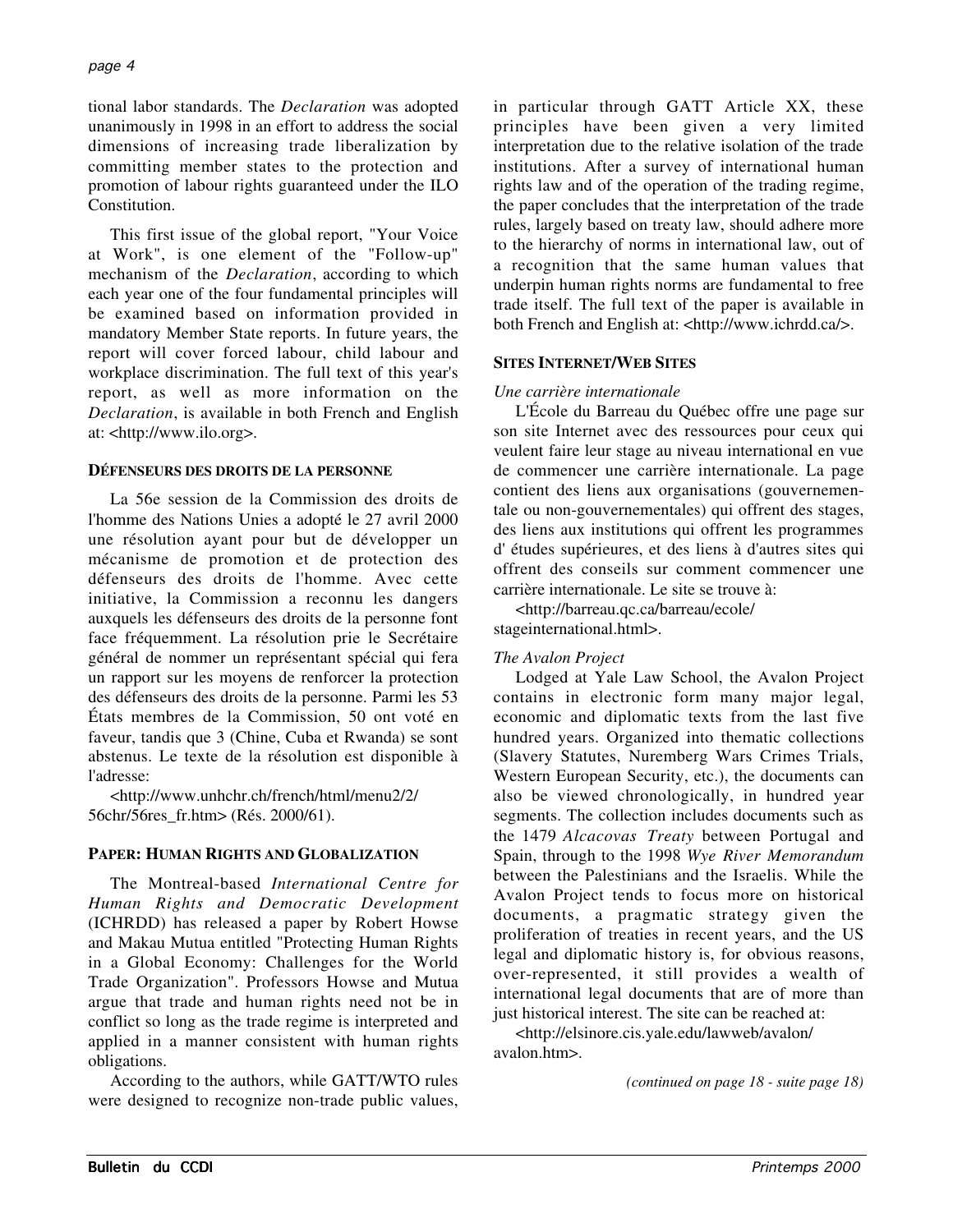tional labor standards. The *Declaration* was adopted unanimously in 1998 in an effort to address the social dimensions of increasing trade liberalization by committing member states to the protection and promotion of labour rights guaranteed under the ILO Constitution.

This first issue of the global report, "Your Voice at Work", is one element of the "Follow-up" mechanism of the *Declaration*, according to which each year one of the four fundamental principles will be examined based on information provided in mandatory Member State reports. In future years, the report will cover forced labour, child labour and workplace discrimination. The full text of this year's report, as well as more information on the *Declaration*, is available in both French and English at: <http://www.ilo.org>.

**DÉFENSEURS DES DROITS DE LA PERSONNE**

La 56e session de la Commission des droits de l'homme des Nations Unies a adopté le 27 avril 2000 une résolution ayant pour but de développer un mécanisme de promotion et de protection des défenseurs des droits de l'homme. Avec cette initiative, la Commission a reconnu les dangers auxquels les défenseurs des droits de la personne font face fréquemment. La résolution prie le Secrétaire général de nommer un représentant spécial qui fera un rapport sur les moyens de renforcer la protection des défenseurs des droits de la personne. Parmi les 53 États membres de la Commission, 50 ont voté en faveur, tandis que 3 (Chine, Cuba et Rwanda) se sont abstenus. Le texte de la résolution est disponible à l'adresse:

<http://www.unhchr.ch/french/html/menu2/2/56chr/56res_fr.htm> (Rés. 2000/61).

**PAPER: HUMAN RIGHTS AND GLOBALIZATION**

The Montreal-based *International Centre for Human Rights and Democratic Development* (ICHRDD) has released a paper by Robert Howse and Makau Mutua entitled "Protecting Human Rights in a Global Economy: Challenges for the World Trade Organization". Professors Howse and Mutua argue that trade and human rights need not be in conflict so long as the trade regime is interpreted and applied in a manner consistent with human rights obligations.

According to the authors, while GATT/WTO rules were designed to recognize non-trade public values, in particular through GATT Article XX, these principles have been given a very limited interpretation due to the relative isolation of the trade institutions. After a survey of international human rights law and of the operation of the trading regime, the paper concludes that the interpretation of the trade rules, largely based on treaty law, should adhere more to the hierarchy of norms in international law, out of a recognition that the same human values that underpin human rights norms are fundamental to free trade itself. The full text of the paper is available in both French and English at: <http://www.ichrdd.ca/>.

**SITES INTERNET/WEB SITES**

*Une carrière internationale*

L'École du Barreau du Québec offre une page sur son site Internet avec des ressources pour ceux qui veulent faire leur stage au niveau international en vue de commencer une carrière internationale. La page contient des liens aux organisations (gouvernementale ou non-gouvernementales) qui offrent des stages, des liens aux institutions qui offrent les programmes d' études supérieures, et des liens à d'autres sites qui offrent des conseils sur comment commencer une carrière internationale. Le site se trouve à:

<http://barreau.qc.ca/barreau/ecole/stageinternational.html>.

*The Avalon Project*

Lodged at Yale Law School, the Avalon Project contains in electronic form many major legal, economic and diplomatic texts from the last five hundred years. Organized into thematic collections (Slavery Statutes, Nuremberg Wars Crimes Trials, Western European Security, etc.), the documents can also be viewed chronologically, in hundred year segments. The collection includes documents such as the 1479 *Alcacovas Treaty* between Portugal and Spain, through to the 1998 *Wye River Memorandum* between the Palestinians and the Israelis. While the Avalon Project tends to focus more on historical documents, a pragmatic strategy given the proliferation of treaties in recent years, and the US legal and diplomatic history is, for obvious reasons, over-represented, it still provides a wealth of international legal documents that are of more than just historical interest. The site can be reached at:

<http://elsinore.cis.yale.edu/lawweb/avalon/avalon.htm>.

*(continued on page 18 - suite page 18)*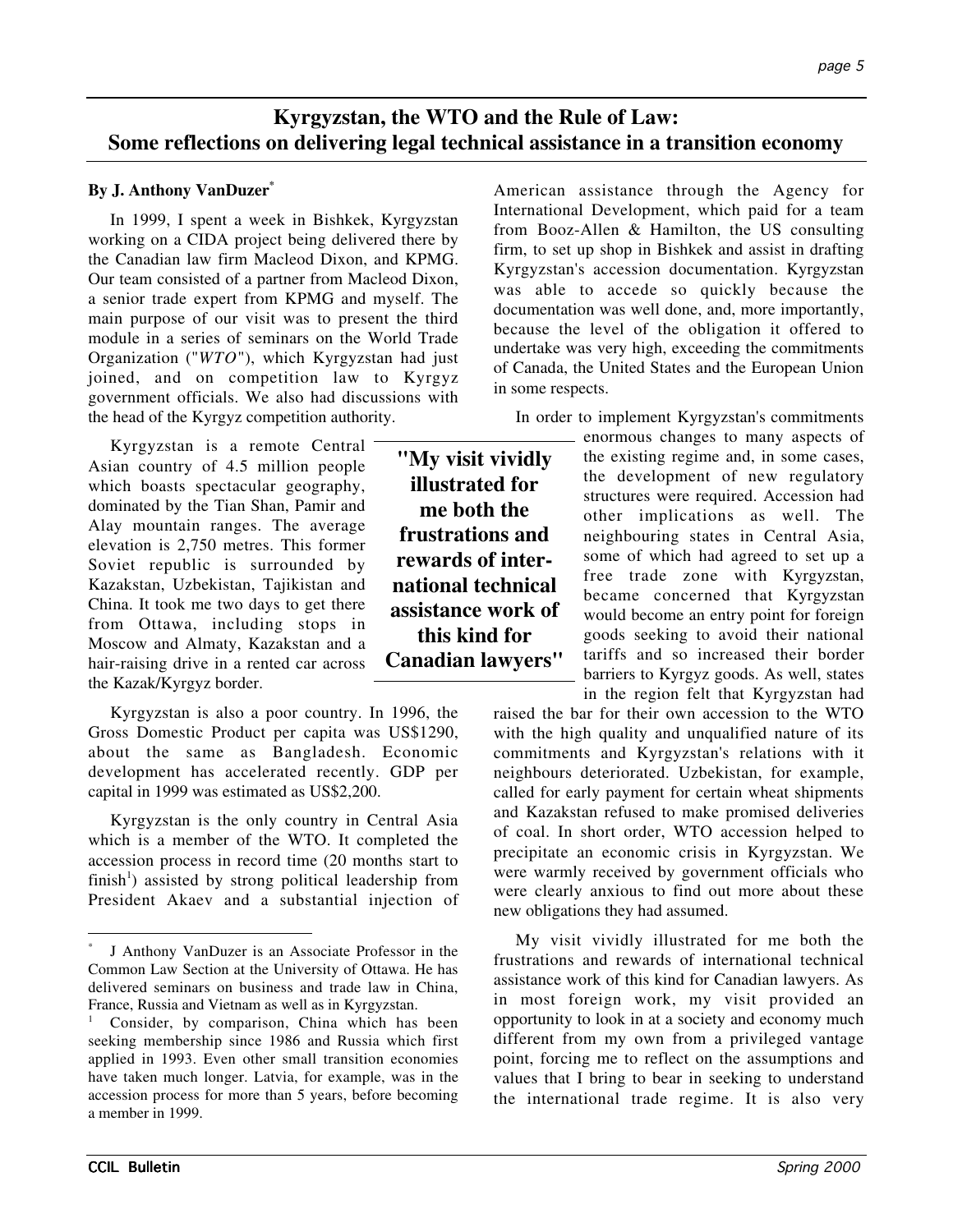# Kyrgyzstan, the WTO and the Rule of Law: Some reflections on delivering legal technical assistance in a transition economy

**By J. Anthony VanDuzer***

In 1999, I spent a week in Bishkek, Kyrgyzstan working on a CIDA project being delivered there by the Canadian law firm Macleod Dixon, and KPMG. Our team consisted of a partner from Macleod Dixon, a senior trade expert from KPMG and myself. The main purpose of our visit was to present the third module in a series of seminars on the World Trade Organization ("*WTO*"), which Kyrgyzstan had just joined, and on competition law to Kyrgyz government officials. We also had discussions with the head of the Kyrgyz competition authority.

Kyrgyzstan is a remote Central Asian country of 4.5 million people which boasts spectacular geography, dominated by the Tian Shan, Pamir and Alay mountain ranges. The average elevation is 2,750 metres. This former Soviet republic is surrounded by Kazakstan, Uzbekistan, Tajikistan and China. It took me two days to get there from Ottawa, including stops in Moscow and Almaty, Kazakstan and a hair-raising drive in a rented car across the Kazak/Kyrgyz border.

Kyrgyzstan is also a poor country. In 1996, the Gross Domestic Product per capita was US$1290, about the same as Bangladesh. Economic development has accelerated recently. GDP per capital in 1999 was estimated as US$2,200.

Kyrgyzstan is the only country in Central Asia which is a member of the WTO. It completed the accession process in record time (20 months start to finish[1]) assisted by strong political leadership from President Akaev and a substantial injection of American assistance through the Agency for International Development, which paid for a team from Booz-Allen & Hamilton, the US consulting firm, to set up shop in Bishkek and assist in drafting Kyrgyzstan's accession documentation. Kyrgyzstan was able to accede so quickly because the documentation was well done, and, more importantly, because the level of the obligation it offered to undertake was very high, exceeding the commitments of Canada, the United States and the European Union in some respects.

**"My visit vividly illustrated for me both the frustrations and rewards of international technical assistance work of this kind for Canadian lawyers"**

In order to implement Kyrgyzstan's commitments enormous changes to many aspects of the existing regime and, in some cases, the development of new regulatory structures were required. Accession had other implications as well. The neighbouring states in Central Asia, some of which had agreed to set up a free trade zone with Kyrgyzstan, became concerned that Kyrgyzstan would become an entry point for foreign goods seeking to avoid their national tariffs and so increased their border barriers to Kyrgyz goods. As well, states in the region felt that Kyrgyzstan had raised the bar for their own accession to the WTO with the high quality and unqualified nature of its commitments and Kyrgyzstan's relations with it neighbours deteriorated. Uzbekistan, for example, called for early payment for certain wheat shipments and Kazakstan refused to make promised deliveries of coal. In short order, WTO accession helped to precipitate an economic crisis in Kyrgyzstan. We were warmly received by government officials who were clearly anxious to find out more about these new obligations they had assumed.

My visit vividly illustrated for me both the frustrations and rewards of international technical assistance work of this kind for Canadian lawyers. As in most foreign work, my visit provided an opportunity to look in at a society and economy much different from my own from a privileged vantage point, forcing me to reflect on the assumptions and values that I bring to bear in seeking to understand the international trade regime. It is also very

---

\* J Anthony VanDuzer is an Associate Professor in the Common Law Section at the University of Ottawa. He has delivered seminars on business and trade law in China, France, Russia and Vietnam as well as in Kyrgyzstan.

[1] Consider, by comparison, China which has been seeking membership since 1986 and Russia which first applied in 1993. Even other small transition economies have taken much longer. Latvia, for example, was in the accession process for more than 5 years, before becoming a member in 1999.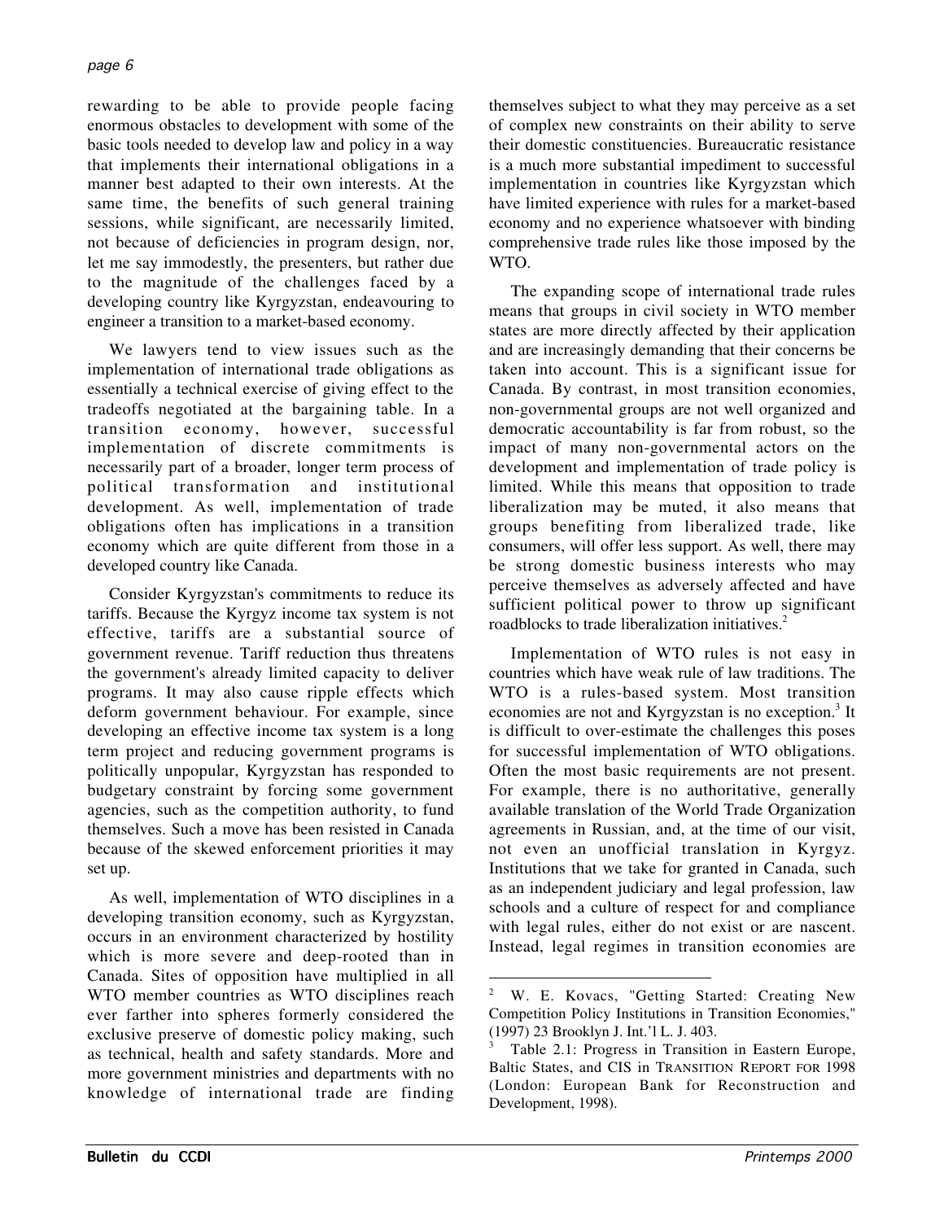rewarding to be able to provide people facing enormous obstacles to development with some of the basic tools needed to develop law and policy in a way that implements their international obligations in a manner best adapted to their own interests. At the same time, the benefits of such general training sessions, while significant, are necessarily limited, not because of deficiencies in program design, nor, let me say immodestly, the presenters, but rather due to the magnitude of the challenges faced by a developing country like Kyrgyzstan, endeavouring to engineer a transition to a market-based economy.

We lawyers tend to view issues such as the implementation of international trade obligations as essentially a technical exercise of giving effect to the tradeoffs negotiated at the bargaining table. In a transition economy, however, successful implementation of discrete commitments is necessarily part of a broader, longer term process of political transformation and institutional development. As well, implementation of trade obligations often has implications in a transition economy which are quite different from those in a developed country like Canada.

Consider Kyrgyzstan's commitments to reduce its tariffs. Because the Kyrgyz income tax system is not effective, tariffs are a substantial source of government revenue. Tariff reduction thus threatens the government's already limited capacity to deliver programs. It may also cause ripple effects which deform government behaviour. For example, since developing an effective income tax system is a long term project and reducing government programs is politically unpopular, Kyrgyzstan has responded to budgetary constraint by forcing some government agencies, such as the competition authority, to fund themselves. Such a move has been resisted in Canada because of the skewed enforcement priorities it may set up.

As well, implementation of WTO disciplines in a developing transition economy, such as Kyrgyzstan, occurs in an environment characterized by hostility which is more severe and deep-rooted than in Canada. Sites of opposition have multiplied in all WTO member countries as WTO disciplines reach ever farther into spheres formerly considered the exclusive preserve of domestic policy making, such as technical, health and safety standards. More and more government ministries and departments with no knowledge of international trade are finding themselves subject to what they may perceive as a set of complex new constraints on their ability to serve their domestic constituencies. Bureaucratic resistance is a much more substantial impediment to successful implementation in countries like Kyrgyzstan which have limited experience with rules for a market-based economy and no experience whatsoever with binding comprehensive trade rules like those imposed by the WTO.

The expanding scope of international trade rules means that groups in civil society in WTO member states are more directly affected by their application and are increasingly demanding that their concerns be taken into account. This is a significant issue for Canada. By contrast, in most transition economies, non-governmental groups are not well organized and democratic accountability is far from robust, so the impact of many non-governmental actors on the development and implementation of trade policy is limited. While this means that opposition to trade liberalization may be muted, it also means that groups benefiting from liberalized trade, like consumers, will offer less support. As well, there may be strong domestic business interests who may perceive themselves as adversely affected and have sufficient political power to throw up significant roadblocks to trade liberalization initiatives.[2]

Implementation of WTO rules is not easy in countries which have weak rule of law traditions. The WTO is a rules-based system. Most transition economies are not and Kyrgyzstan is no exception.[3] It is difficult to over-estimate the challenges this poses for successful implementation of WTO obligations. Often the most basic requirements are not present. For example, there is no authoritative, generally available translation of the World Trade Organization agreements in Russian, and, at the time of our visit, not even an unofficial translation in Kyrgyz. Institutions that we take for granted in Canada, such as an independent judiciary and legal profession, law schools and a culture of respect for and compliance with legal rules, either do not exist or are nascent. Instead, legal regimes in transition economies are

---

[2] W. E. Kovacs, "Getting Started: Creating New Competition Policy Institutions in Transition Economies," (1997) 23 Brooklyn J. Int.'l L. J. 403.

[3] Table 2.1: Progress in Transition in Eastern Europe, Baltic States, and CIS in TRANSITION REPORT FOR 1998 (London: European Bank for Reconstruction and Development, 1998).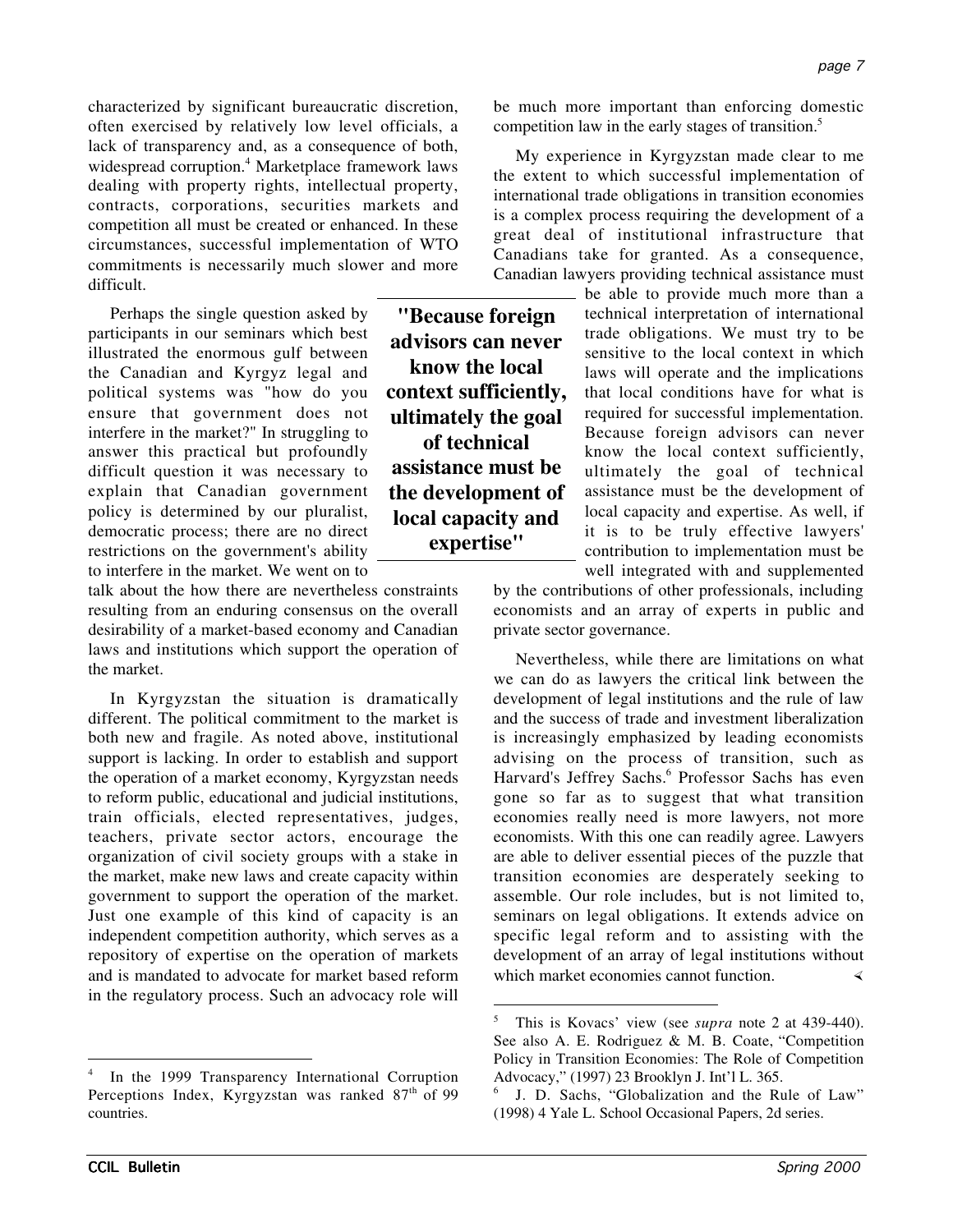characterized by significant bureaucratic discretion, often exercised by relatively low level officials, a lack of transparency and, as a consequence of both, widespread corruption.[4] Marketplace framework laws dealing with property rights, intellectual property, contracts, corporations, securities markets and competition all must be created or enhanced. In these circumstances, successful implementation of WTO commitments is necessarily much slower and more difficult.

Perhaps the single question asked by participants in our seminars which best illustrated the enormous gulf between the Canadian and Kyrgyz legal and political systems was "how do you ensure that government does not interfere in the market?" In struggling to answer this practical but profoundly difficult question it was necessary to explain that Canadian government policy is determined by our pluralist, democratic process; there are no direct restrictions on the government's ability to interfere in the market. We went on to talk about the how there are nevertheless constraints resulting from an enduring consensus on the overall desirability of a market-based economy and Canadian laws and institutions which support the operation of the market.

In Kyrgyzstan the situation is dramatically different. The political commitment to the market is both new and fragile. As noted above, institutional support is lacking. In order to establish and support the operation of a market economy, Kyrgyzstan needs to reform public, educational and judicial institutions, train officials, elected representatives, judges, teachers, private sector actors, encourage the organization of civil society groups with a stake in the market, make new laws and create capacity within government to support the operation of the market. Just one example of this kind of capacity is an independent competition authority, which serves as a repository of expertise on the operation of markets and is mandated to advocate for market based reform in the regulatory process. Such an advocacy role will be much more important than enforcing domestic competition law in the early stages of transition.[5]

My experience in Kyrgyzstan made clear to me the extent to which successful implementation of international trade obligations in transition economies is a complex process requiring the development of a great deal of institutional infrastructure that Canadians take for granted. As a consequence, Canadian lawyers providing technical assistance must be able to provide much more than a technical interpretation of international trade obligations. We must try to be sensitive to the local context in which laws will operate and the implications that local conditions have for what is required for successful implementation. Because foreign advisors can never know the local context sufficiently, ultimately the goal of technical assistance must be the development of local capacity and expertise. As well, if it is to be truly effective lawyers' contribution to implementation must be well integrated with and supplemented by the contributions of other professionals, including economists and an array of experts in public and private sector governance.

**"Because foreign advisors can never know the local context sufficiently, ultimately the goal of technical assistance must be the development of local capacity and expertise"**

Nevertheless, while there are limitations on what we can do as lawyers the critical link between the development of legal institutions and the rule of law and the success of trade and investment liberalization is increasingly emphasized by leading economists advising on the process of transition, such as Harvard's Jeffrey Sachs.[6] Professor Sachs has even gone so far as to suggest that what transition economies really need is more lawyers, not more economists. With this one can readily agree. Lawyers are able to deliver essential pieces of the puzzle that transition economies are desperately seeking to assemble. Our role includes, but is not limited to, seminars on legal obligations. It extends advice on specific legal reform and to assisting with the development of an array of legal institutions without which market economies cannot function.

---

[4] In the 1999 Transparency International Corruption Perceptions Index, Kyrgyzstan was ranked 87$^{th}$ of 99 countries.

[5] This is Kovacs' view (see *supra* note 2 at 439-440). See also A. E. Rodriguez & M. B. Coate, "Competition Policy in Transition Economies: The Role of Competition Advocacy," (1997) 23 Brooklyn J. Int'l L. 365.

[6] J. D. Sachs, "Globalization and the Rule of Law" (1998) 4 Yale L. School Occasional Papers, 2d series.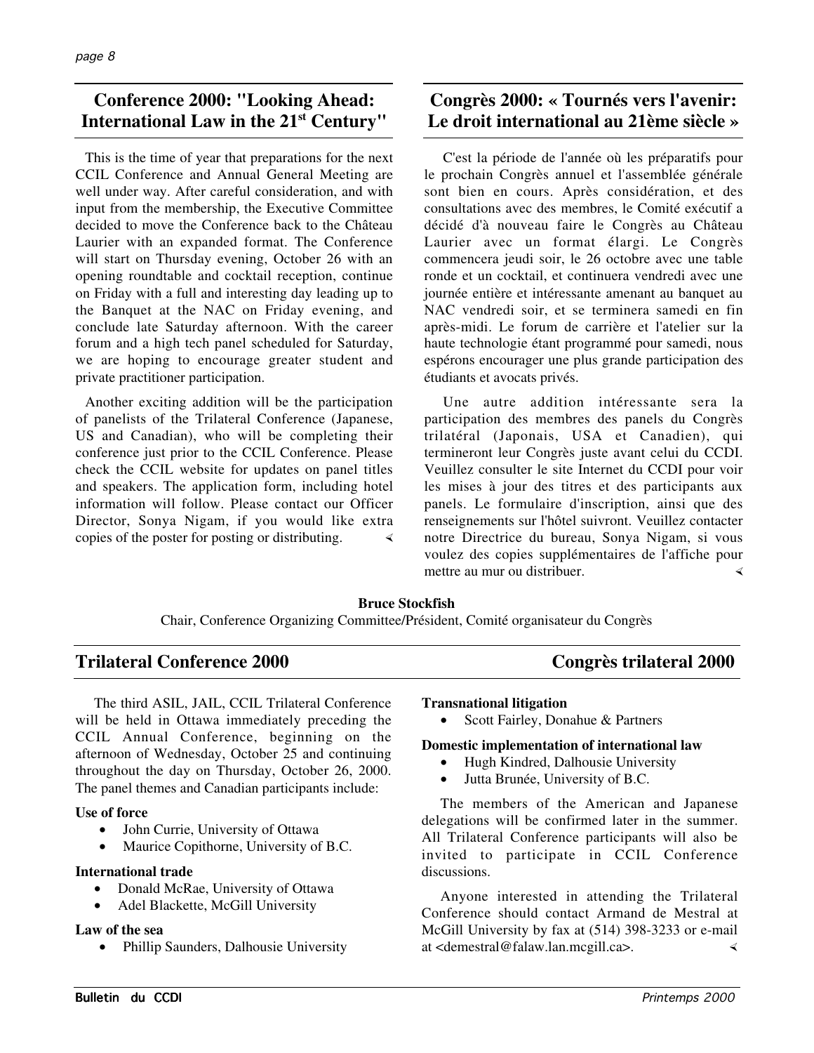## Conference 2000: "Looking Ahead: International Law in the 21st Century"

This is the time of year that preparations for the next CCIL Conference and Annual General Meeting are well under way. After careful consideration, and with input from the membership, the Executive Committee decided to move the Conference back to the Château Laurier with an expanded format. The Conference will start on Thursday evening, October 26 with an opening roundtable and cocktail reception, continue on Friday with a full and interesting day leading up to the Banquet at the NAC on Friday evening, and conclude late Saturday afternoon. With the career forum and a high tech panel scheduled for Saturday, we are hoping to encourage greater student and private practitioner participation.

Another exciting addition will be the participation of panelists of the Trilateral Conference (Japanese, US and Canadian), who will be completing their conference just prior to the CCIL Conference. Please check the CCIL website for updates on panel titles and speakers. The application form, including hotel information will follow. Please contact our Officer Director, Sonya Nigam, if you would like extra copies of the poster for posting or distributing.

## Congrès 2000: « Tournés vers l'avenir: Le droit international au 21ème siècle »

C'est la période de l'année où les préparatifs pour le prochain Congrès annuel et l'assemblée générale sont bien en cours. Après considération, et des consultations avec des membres, le Comité exécutif a décidé d'à nouveau faire le Congrès au Château Laurier avec un format élargi. Le Congrès commencera jeudi soir, le 26 octobre avec une table ronde et un cocktail, et continuera vendredi avec une journée entière et intéressante amenant au banquet au NAC vendredi soir, et se terminera samedi en fin après-midi. Le forum de carrière et l'atelier sur la haute technologie étant programmé pour samedi, nous espérons encourager une plus grande participation des étudiants et avocats privés.

Une autre addition intéressante sera la participation des membres des panels du Congrès trilatéral (Japonais, USA et Canadien), qui termineront leur Congrès juste avant celui du CCDI. Veuillez consulter le site Internet du CCDI pour voir les mises à jour des titres et des participants aux panels. Le formulaire d'inscription, ainsi que des renseignements sur l'hôtel suivront. Veuillez contacter notre Directrice du bureau, Sonya Nigam, si vous voulez des copies supplémentaires de l'affiche pour mettre au mur ou distribuer.

**Bruce Stockfish**
Chair, Conference Organizing Committee/Président, Comité organisateur du Congrès

## Trilateral Conference 2000 — Congrès trilateral 2000

The third ASIL, JAIL, CCIL Trilateral Conference will be held in Ottawa immediately preceding the CCIL Annual Conference, beginning on the afternoon of Wednesday, October 25 and continuing throughout the day on Thursday, October 26, 2000. The panel themes and Canadian participants include:

**Use of force**

- John Currie, University of Ottawa
- Maurice Copithorne, University of B.C.

**International trade**

- Donald McRae, University of Ottawa
- Adel Blackette, McGill University

**Law of the sea**

- Phillip Saunders, Dalhousie University

**Transnational litigation**

- Scott Fairley, Donahue & Partners

**Domestic implementation of international law**

- Hugh Kindred, Dalhousie University
- Jutta Brunée, University of B.C.

The members of the American and Japanese delegations will be confirmed later in the summer. All Trilateral Conference participants will also be invited to participate in CCIL Conference discussions.

Anyone interested in attending the Trilateral Conference should contact Armand de Mestral at McGill University by fax at (514) 398-3233 or e-mail at <demestral@falaw.lan.mcgill.ca>.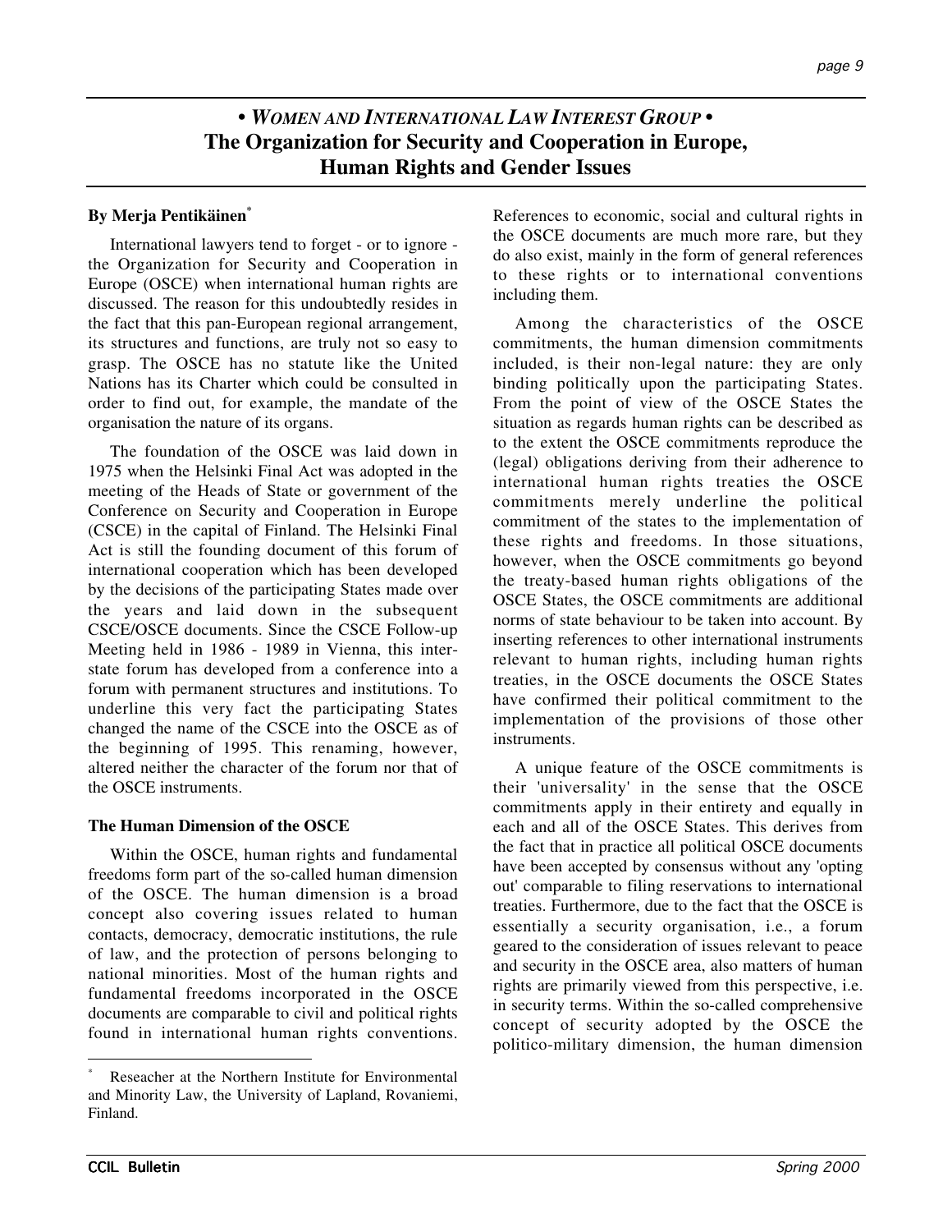# • *Women and International Law Interest Group* •
# The Organization for Security and Cooperation in Europe, Human Rights and Gender Issues

**By Merja Pentikäinen**[*]

International lawyers tend to forget - or to ignore - the Organization for Security and Cooperation in Europe (OSCE) when international human rights are discussed. The reason for this undoubtedly resides in the fact that this pan-European regional arrangement, its structures and functions, are truly not so easy to grasp. The OSCE has no statute like the United Nations has its Charter which could be consulted in order to find out, for example, the mandate of the organisation the nature of its organs.

The foundation of the OSCE was laid down in 1975 when the Helsinki Final Act was adopted in the meeting of the Heads of State or government of the Conference on Security and Cooperation in Europe (CSCE) in the capital of Finland. The Helsinki Final Act is still the founding document of this forum of international cooperation which has been developed by the decisions of the participating States made over the years and laid down in the subsequent CSCE/OSCE documents. Since the CSCE Follow-up Meeting held in 1986 - 1989 in Vienna, this inter-state forum has developed from a conference into a forum with permanent structures and institutions. To underline this very fact the participating States changed the name of the CSCE into the OSCE as of the beginning of 1995. This renaming, however, altered neither the character of the forum nor that of the OSCE instruments.

**The Human Dimension of the OSCE**

Within the OSCE, human rights and fundamental freedoms form part of the so-called human dimension of the OSCE. The human dimension is a broad concept also covering issues related to human contacts, democracy, democratic institutions, the rule of law, and the protection of persons belonging to national minorities. Most of the human rights and fundamental freedoms incorporated in the OSCE documents are comparable to civil and political rights found in international human rights conventions. References to economic, social and cultural rights in the OSCE documents are much more rare, but they do also exist, mainly in the form of general references to these rights or to international conventions including them.

Among the characteristics of the OSCE commitments, the human dimension commitments included, is their non-legal nature: they are only binding politically upon the participating States. From the point of view of the OSCE States the situation as regards human rights can be described as to the extent the OSCE commitments reproduce the (legal) obligations deriving from their adherence to international human rights treaties the OSCE commitments merely underline the political commitment of the states to the implementation of these rights and freedoms. In those situations, however, when the OSCE commitments go beyond the treaty-based human rights obligations of the OSCE States, the OSCE commitments are additional norms of state behaviour to be taken into account. By inserting references to other international instruments relevant to human rights, including human rights treaties, in the OSCE documents the OSCE States have confirmed their political commitment to the implementation of the provisions of those other instruments.

A unique feature of the OSCE commitments is their 'universality' in the sense that the OSCE commitments apply in their entirety and equally in each and all of the OSCE States. This derives from the fact that in practice all political OSCE documents have been accepted by consensus without any 'opting out' comparable to filing reservations to international treaties. Furthermore, due to the fact that the OSCE is essentially a security organisation, i.e., a forum geared to the consideration of issues relevant to peace and security in the OSCE area, also matters of human rights are primarily viewed from this perspective, i.e. in security terms. Within the so-called comprehensive concept of security adopted by the OSCE the politico-military dimension, the human dimension

---

[*] Reseacher at the Northern Institute for Environmental and Minority Law, the University of Lapland, Rovaniemi, Finland.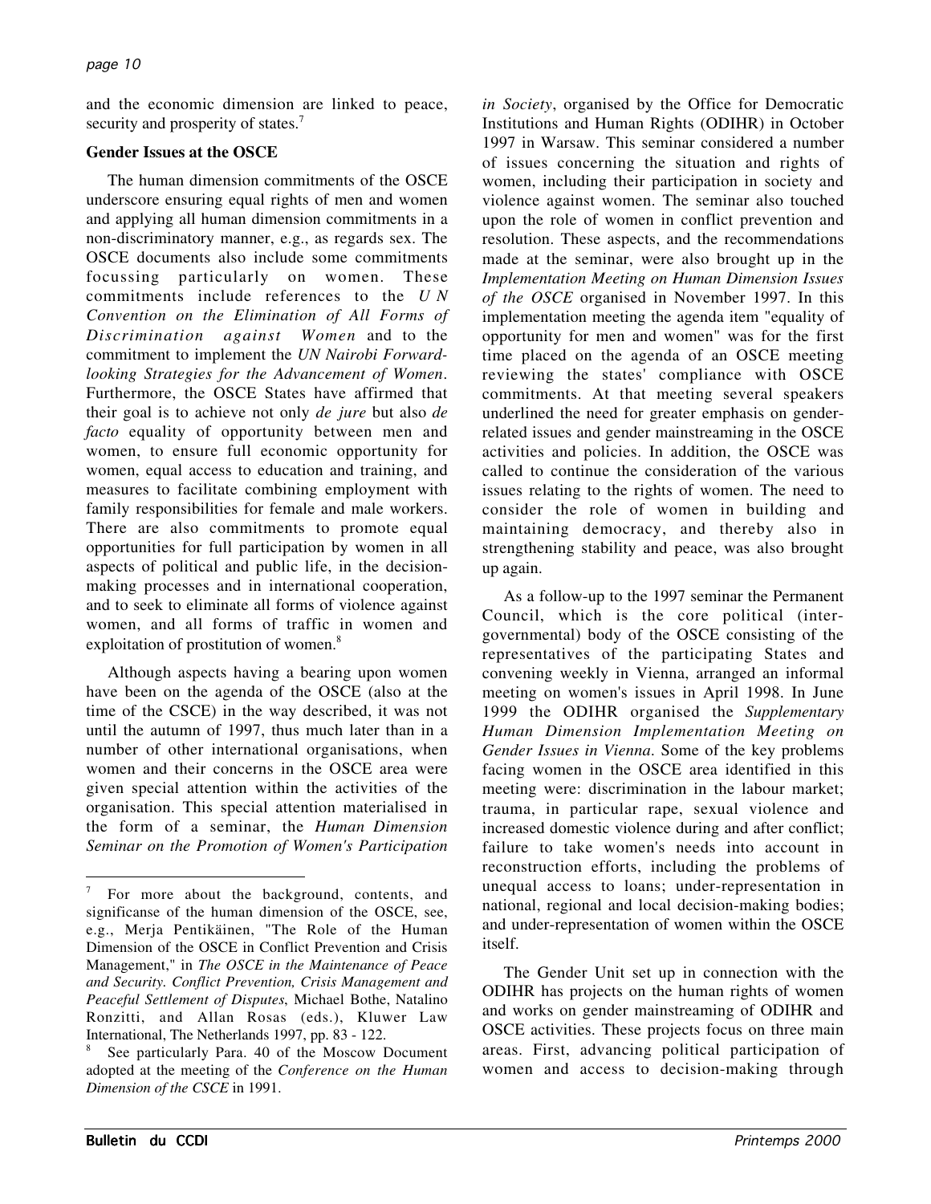and the economic dimension are linked to peace, security and prosperity of states.[7]

**Gender Issues at the OSCE**

The human dimension commitments of the OSCE underscore ensuring equal rights of men and women and applying all human dimension commitments in a non-discriminatory manner, e.g., as regards sex. The OSCE documents also include some commitments focussing particularly on women. These commitments include references to the *UN Convention on the Elimination of All Forms of Discrimination against Women* and to the commitment to implement the *UN Nairobi Forward-looking Strategies for the Advancement of Women*. Furthermore, the OSCE States have affirmed that their goal is to achieve not only *de jure* but also *de facto* equality of opportunity between men and women, to ensure full economic opportunity for women, equal access to education and training, and measures to facilitate combining employment with family responsibilities for female and male workers. There are also commitments to promote equal opportunities for full participation by women in all aspects of political and public life, in the decision-making processes and in international cooperation, and to seek to eliminate all forms of violence against women, and all forms of traffic in women and exploitation of prostitution of women.[8]

Although aspects having a bearing upon women have been on the agenda of the OSCE (also at the time of the CSCE) in the way described, it was not until the autumn of 1997, thus much later than in a number of other international organisations, when women and their concerns in the OSCE area were given special attention within the activities of the organisation. This special attention materialised in the form of a seminar, the *Human Dimension Seminar on the Promotion of Women's Participation in Society*, organised by the Office for Democratic Institutions and Human Rights (ODIHR) in October 1997 in Warsaw. This seminar considered a number of issues concerning the situation and rights of women, including their participation in society and violence against women. The seminar also touched upon the role of women in conflict prevention and resolution. These aspects, and the recommendations made at the seminar, were also brought up in the *Implementation Meeting on Human Dimension Issues of the OSCE* organised in November 1997. In this implementation meeting the agenda item "equality of opportunity for men and women" was for the first time placed on the agenda of an OSCE meeting reviewing the states' compliance with OSCE commitments. At that meeting several speakers underlined the need for greater emphasis on gender-related issues and gender mainstreaming in the OSCE activities and policies. In addition, the OSCE was called to continue the consideration of the various issues relating to the rights of women. The need to consider the role of women in building and maintaining democracy, and thereby also in strengthening stability and peace, was also brought up again.

As a follow-up to the 1997 seminar the Permanent Council, which is the core political (inter-governmental) body of the OSCE consisting of the representatives of the participating States and convening weekly in Vienna, arranged an informal meeting on women's issues in April 1998. In June 1999 the ODIHR organised the *Supplementary Human Dimension Implementation Meeting on Gender Issues in Vienna.* Some of the key problems facing women in the OSCE area identified in this meeting were: discrimination in the labour market; trauma, in particular rape, sexual violence and increased domestic violence during and after conflict; failure to take women's needs into account in reconstruction efforts, including the problems of unequal access to loans; under-representation in national, regional and local decision-making bodies; and under-representation of women within the OSCE itself.

The Gender Unit set up in connection with the ODIHR has projects on the human rights of women and works on gender mainstreaming of ODIHR and OSCE activities. These projects focus on three main areas. First, advancing political participation of women and access to decision-making through

---

[7] For more about the background, contents, and significanse of the human dimension of the OSCE, see, e.g., Merja Pentikäinen, "The Role of the Human Dimension of the OSCE in Conflict Prevention and Crisis Management," in *The OSCE in the Maintenance of Peace and Security. Conflict Prevention, Crisis Management and Peaceful Settlement of Disputes*, Michael Bothe, Natalino Ronzitti, and Allan Rosas (eds.), Kluwer Law International, The Netherlands 1997, pp. 83 - 122.

[8] See particularly Para. 40 of the Moscow Document adopted at the meeting of the *Conference on the Human Dimension of the CSCE* in 1991.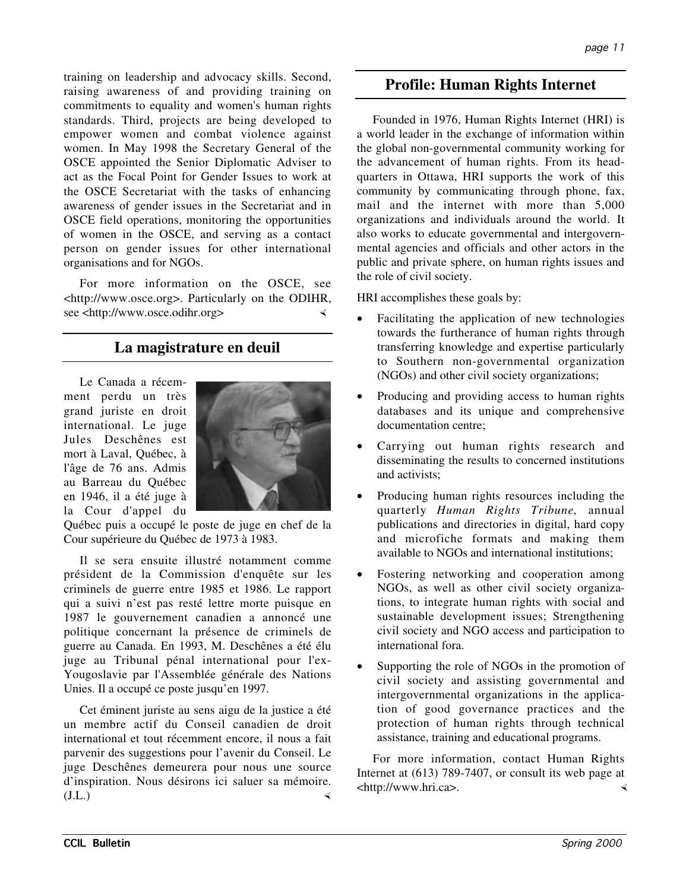training on leadership and advocacy skills. Second, raising awareness of and providing training on commitments to equality and women's human rights standards. Third, projects are being developed to empower women and combat violence against women. In May 1998 the Secretary General of the OSCE appointed the Senior Diplomatic Adviser to act as the Focal Point for Gender Issues to work at the OSCE Secretariat with the tasks of enhancing awareness of gender issues in the Secretariat and in OSCE field operations, monitoring the opportunities of women in the OSCE, and serving as a contact person on gender issues for other international organisations and for NGOs.

For more information on the OSCE, see <http://www.osce.org>. Particularly on the ODIHR, see <http://www.osce.odihr.org>

## La magistrature en deuil

Le Canada a récemment perdu un très grand juriste en droit international. Le juge Jules Deschênes est mort à Laval, Québec, à l'âge de 76 ans. Admis au Barreau du Québec en 1946, il a été juge à la Cour d'appel du Québec puis a occupé le poste de juge en chef de la Cour supérieure du Québec de 1973 à 1983.

Il se sera ensuite illustré notamment comme président de la Commission d'enquête sur les criminels de guerre entre 1985 et 1986. Le rapport qui a suivi n'est pas resté lettre morte puisque en 1987 le gouvernement canadien a annoncé une politique concernant la présence de criminels de guerre au Canada. En 1993, M. Deschênes a été élu juge au Tribunal pénal international pour l'ex-Yougoslavie par l'Assemblée générale des Nations Unies. Il a occupé ce poste jusqu'en 1997.

Cet éminent juriste au sens aigu de la justice a été un membre actif du Conseil canadien de droit international et tout récemment encore, il nous a fait parvenir des suggestions pour l'avenir du Conseil. Le juge Deschênes demeurera pour nous une source d'inspiration. Nous désirons ici saluer sa mémoire. (J.L.)

## Profile: Human Rights Internet

Founded in 1976, Human Rights Internet (HRI) is a world leader in the exchange of information within the global non-governmental community working for the advancement of human rights. From its headquarters in Ottawa, HRI supports the work of this community by communicating through phone, fax, mail and the internet with more than 5,000 organizations and individuals around the world. It also works to educate governmental and intergovernmental agencies and officials and other actors in the public and private sphere, on human rights issues and the role of civil society.

HRI accomplishes these goals by:

- Facilitating the application of new technologies towards the furtherance of human rights through transferring knowledge and expertise particularly to Southern non-governmental organization (NGOs) and other civil society organizations;
- Producing and providing access to human rights databases and its unique and comprehensive documentation centre;
- Carrying out human rights research and disseminating the results to concerned institutions and activists;
- Producing human rights resources including the quarterly *Human Rights Tribune*, annual publications and directories in digital, hard copy and microfiche formats and making them available to NGOs and international institutions;
- Fostering networking and cooperation among NGOs, as well as other civil society organizations, to integrate human rights with social and sustainable development issues; Strengthening civil society and NGO access and participation to international fora.
- Supporting the role of NGOs in the promotion of civil society and assisting governmental and intergovernmental organizations in the application of good governance practices and the protection of human rights through technical assistance, training and educational programs.

For more information, contact Human Rights Internet at (613) 789-7407, or consult its web page at <http://www.hri.ca>.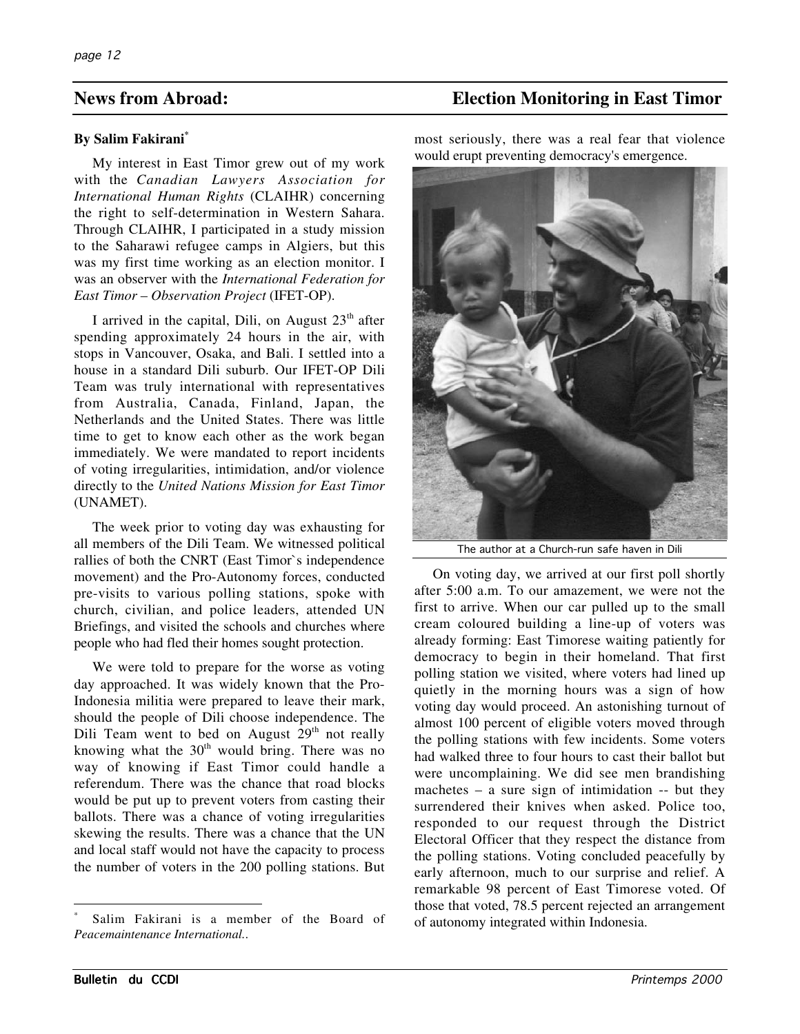## News from Abroad: Election Monitoring in East Timor

**By Salim Fakirani***

My interest in East Timor grew out of my work with the *Canadian Lawyers Association for International Human Rights* (CLAIHR) concerning the right to self-determination in Western Sahara. Through CLAIHR, I participated in a study mission to the Saharawi refugee camps in Algiers, but this was my first time working as an election monitor. I was an observer with the *International Federation for East Timor – Observation Project* (IFET-OP).

I arrived in the capital, Dili, on August 23th after spending approximately 24 hours in the air, with stops in Vancouver, Osaka, and Bali. I settled into a house in a standard Dili suburb. Our IFET-OP Dili Team was truly international with representatives from Australia, Canada, Finland, Japan, the Netherlands and the United States. There was little time to get to know each other as the work began immediately. We were mandated to report incidents of voting irregularities, intimidation, and/or violence directly to the *United Nations Mission for East Timor* (UNAMET).

The week prior to voting day was exhausting for all members of the Dili Team. We witnessed political rallies of both the CNRT (East Timor`s independence movement) and the Pro-Autonomy forces, conducted pre-visits to various polling stations, spoke with church, civilian, and police leaders, attended UN Briefings, and visited the schools and churches where people who had fled their homes sought protection.

We were told to prepare for the worse as voting day approached. It was widely known that the Pro-Indonesia militia were prepared to leave their mark, should the people of Dili choose independence. The Dili Team went to bed on August 29th not really knowing what the 30th would bring. There was no way of knowing if East Timor could handle a referendum. There was the chance that road blocks would be put up to prevent voters from casting their ballots. There was a chance of voting irregularities skewing the results. There was a chance that the UN and local staff would not have the capacity to process the number of voters in the 200 polling stations. But most seriously, there was a real fear that violence would erupt preventing democracy's emergence.

The author at a Church-run safe haven in Dili

On voting day, we arrived at our first poll shortly after 5:00 a.m. To our amazement, we were not the first to arrive. When our car pulled up to the small cream coloured building a line-up of voters was already forming: East Timorese waiting patiently for democracy to begin in their homeland. That first polling station we visited, where voters had lined up quietly in the morning hours was a sign of how voting day would proceed. An astonishing turnout of almost 100 percent of eligible voters moved through the polling stations with few incidents. Some voters had walked three to four hours to cast their ballot but were uncomplaining. We did see men brandishing machetes – a sure sign of intimidation -- but they surrendered their knives when asked. Police too, responded to our request through the District Electoral Officer that they respect the distance from the polling stations. Voting concluded peacefully by early afternoon, much to our surprise and relief. A remarkable 98 percent of East Timorese voted. Of those that voted, 78.5 percent rejected an arrangement of autonomy integrated within Indonesia.

---

\* Salim Fakirani is a member of the Board of *Peacemaintenance International.*.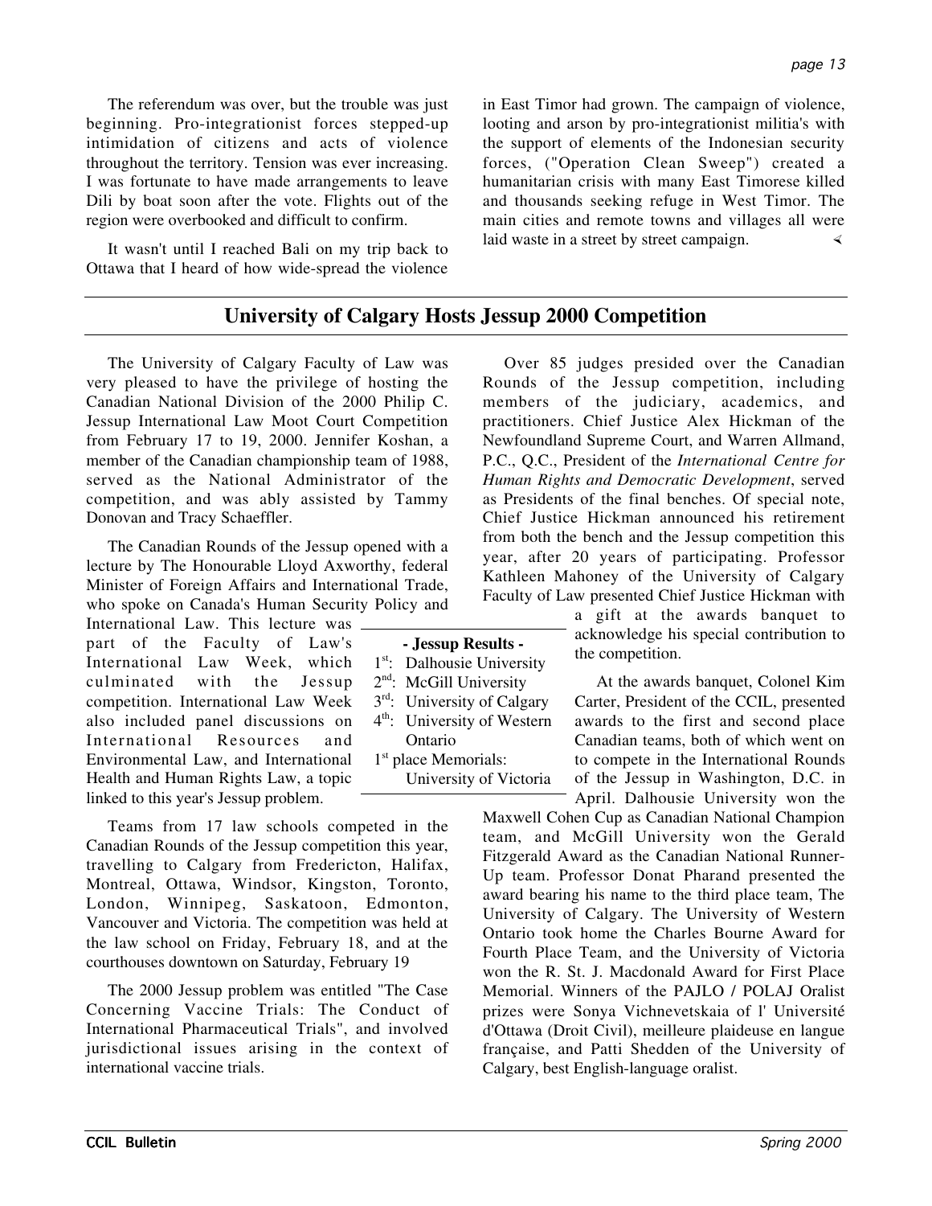The referendum was over, but the trouble was just beginning. Pro-integrationist forces stepped-up intimidation of citizens and acts of violence throughout the territory. Tension was ever increasing. I was fortunate to have made arrangements to leave Dili by boat soon after the vote. Flights out of the region were overbooked and difficult to confirm.

It wasn't until I reached Bali on my trip back to Ottawa that I heard of how wide-spread the violence in East Timor had grown. The campaign of violence, looting and arson by pro-integrationist militia's with the support of elements of the Indonesian security forces, ("Operation Clean Sweep") created a humanitarian crisis with many East Timorese killed and thousands seeking refuge in West Timor. The main cities and remote towns and villages all were laid waste in a street by street campaign.

## University of Calgary Hosts Jessup 2000 Competition

The University of Calgary Faculty of Law was very pleased to have the privilege of hosting the Canadian National Division of the 2000 Philip C. Jessup International Law Moot Court Competition from February 17 to 19, 2000. Jennifer Koshan, a member of the Canadian championship team of 1988, served as the National Administrator of the competition, and was ably assisted by Tammy Donovan and Tracy Schaeffler.

The Canadian Rounds of the Jessup opened with a lecture by The Honourable Lloyd Axworthy, federal Minister of Foreign Affairs and International Trade, who spoke on Canada's Human Security Policy and International Law. This lecture was part of the Faculty of Law's International Law Week, which culminated with the Jessup competition. International Law Week also included panel discussions on International Resources and Environmental Law, and International Health and Human Rights Law, a topic linked to this year's Jessup problem.

**- Jessup Results -**

1st: Dalhousie University
2nd: McGill University
3rd: University of Calgary
4th: University of Western Ontario
1st place Memorials: University of Victoria

Teams from 17 law schools competed in the Canadian Rounds of the Jessup competition this year, travelling to Calgary from Fredericton, Halifax, Montreal, Ottawa, Windsor, Kingston, Toronto, London, Winnipeg, Saskatoon, Edmonton, Vancouver and Victoria. The competition was held at the law school on Friday, February 18, and at the courthouses downtown on Saturday, February 19

The 2000 Jessup problem was entitled "The Case Concerning Vaccine Trials: The Conduct of International Pharmaceutical Trials", and involved jurisdictional issues arising in the context of international vaccine trials.

Over 85 judges presided over the Canadian Rounds of the Jessup competition, including members of the judiciary, academics, and practitioners. Chief Justice Alex Hickman of the Newfoundland Supreme Court, and Warren Allmand, P.C., Q.C., President of the *International Centre for Human Rights and Democratic Development*, served as Presidents of the final benches. Of special note, Chief Justice Hickman announced his retirement from both the bench and the Jessup competition this year, after 20 years of participating. Professor Kathleen Mahoney of the University of Calgary Faculty of Law presented Chief Justice Hickman with a gift at the awards banquet to acknowledge his special contribution to the competition.

At the awards banquet, Colonel Kim Carter, President of the CCIL, presented awards to the first and second place Canadian teams, both of which went on to compete in the International Rounds of the Jessup in Washington, D.C. in April. Dalhousie University won the Maxwell Cohen Cup as Canadian National Champion team, and McGill University won the Gerald Fitzgerald Award as the Canadian National Runner-Up team. Professor Donat Pharand presented the award bearing his name to the third place team, The University of Calgary. The University of Western Ontario took home the Charles Bourne Award for Fourth Place Team, and the University of Victoria won the R. St. J. Macdonald Award for First Place Memorial. Winners of the PAJLO / POLAJ Oralist prizes were Sonya Vichnevetskaia of l' Université d'Ottawa (Droit Civil), meilleure plaideuse en langue française, and Patti Shedden of the University of Calgary, best English-language oralist.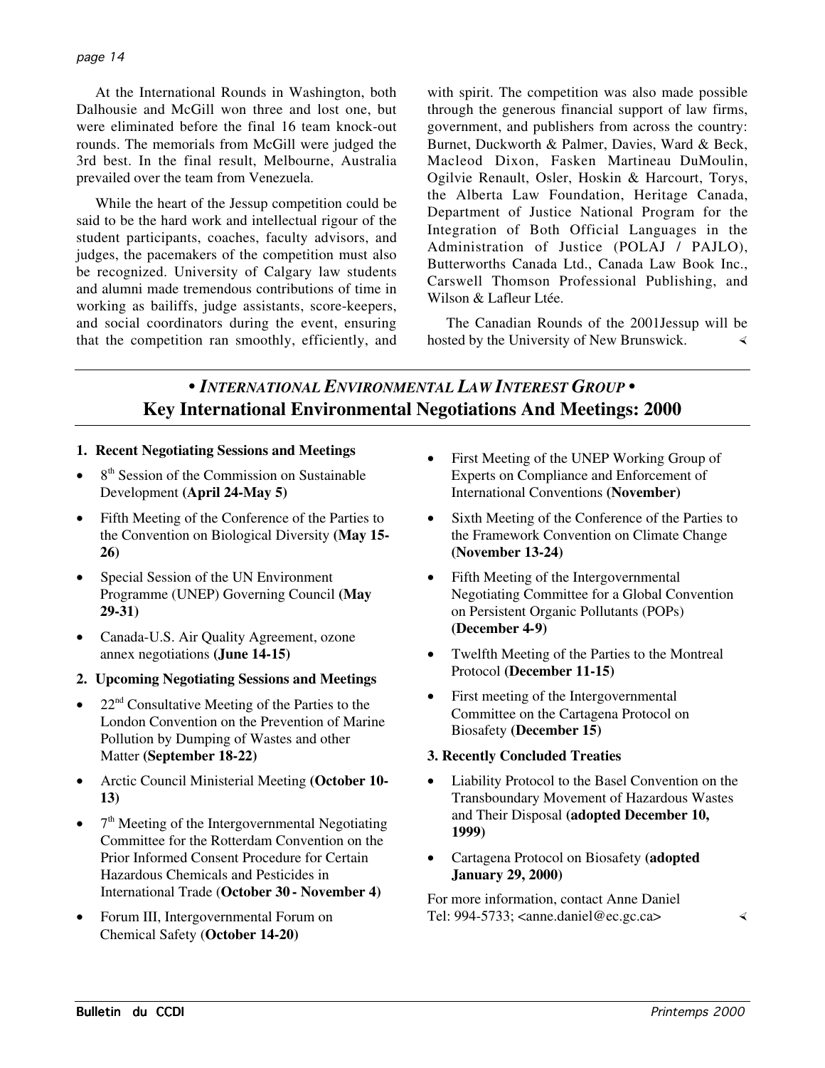At the International Rounds in Washington, both Dalhousie and McGill won three and lost one, but were eliminated before the final 16 team knock-out rounds. The memorials from McGill were judged the 3rd best. In the final result, Melbourne, Australia prevailed over the team from Venezuela.

While the heart of the Jessup competition could be said to be the hard work and intellectual rigour of the student participants, coaches, faculty advisors, and judges, the pacemakers of the competition must also be recognized. University of Calgary law students and alumni made tremendous contributions of time in working as bailiffs, judge assistants, score-keepers, and social coordinators during the event, ensuring that the competition ran smoothly, efficiently, and with spirit. The competition was also made possible through the generous financial support of law firms, government, and publishers from across the country: Burnet, Duckworth & Palmer, Davies, Ward & Beck, Macleod Dixon, Fasken Martineau DuMoulin, Ogilvie Renault, Osler, Hoskin & Harcourt, Torys, the Alberta Law Foundation, Heritage Canada, Department of Justice National Program for the Integration of Both Official Languages in the Administration of Justice (POLAJ / PAJLO), Butterworths Canada Ltd., Canada Law Book Inc., Carswell Thomson Professional Publishing, and Wilson & Lafleur Ltée.

The Canadian Rounds of the 2001Jessup will be hosted by the University of New Brunswick.

## • *International Environmental Law Interest Group* •
## Key International Environmental Negotiations And Meetings: 2000

**1. Recent Negotiating Sessions and Meetings**

- 8th Session of the Commission on Sustainable Development **(April 24-May 5)**
- Fifth Meeting of the Conference of the Parties to the Convention on Biological Diversity **(May 15-26)**
- Special Session of the UN Environment Programme (UNEP) Governing Council **(May 29-31)**
- Canada-U.S. Air Quality Agreement, ozone annex negotiations **(June 14-15)**

**2. Upcoming Negotiating Sessions and Meetings**

- 22nd Consultative Meeting of the Parties to the London Convention on the Prevention of Marine Pollution by Dumping of Wastes and other Matter **(September 18-22)**
- Arctic Council Ministerial Meeting **(October 10-13)**
- 7th Meeting of the Intergovernmental Negotiating Committee for the Rotterdam Convention on the Prior Informed Consent Procedure for Certain Hazardous Chemicals and Pesticides in International Trade (**October 30 - November 4)**
- Forum III, Intergovernmental Forum on Chemical Safety (**October 14-20)**
- First Meeting of the UNEP Working Group of Experts on Compliance and Enforcement of International Conventions **(November)**
- Sixth Meeting of the Conference of the Parties to the Framework Convention on Climate Change **(November 13-24)**
- Fifth Meeting of the Intergovernmental Negotiating Committee for a Global Convention on Persistent Organic Pollutants (POPs) **(December 4-9)**
- Twelfth Meeting of the Parties to the Montreal Protocol **(December 11-15)**
- First meeting of the Intergovernmental Committee on the Cartagena Protocol on Biosafety **(December 15)**

**3. Recently Concluded Treaties**

- Liability Protocol to the Basel Convention on the Transboundary Movement of Hazardous Wastes and Their Disposal **(adopted December 10, 1999)**
- Cartagena Protocol on Biosafety **(adopted January 29, 2000)**

For more information, contact Anne Daniel
Tel: 994-5733; <anne.daniel@ec.gc.ca>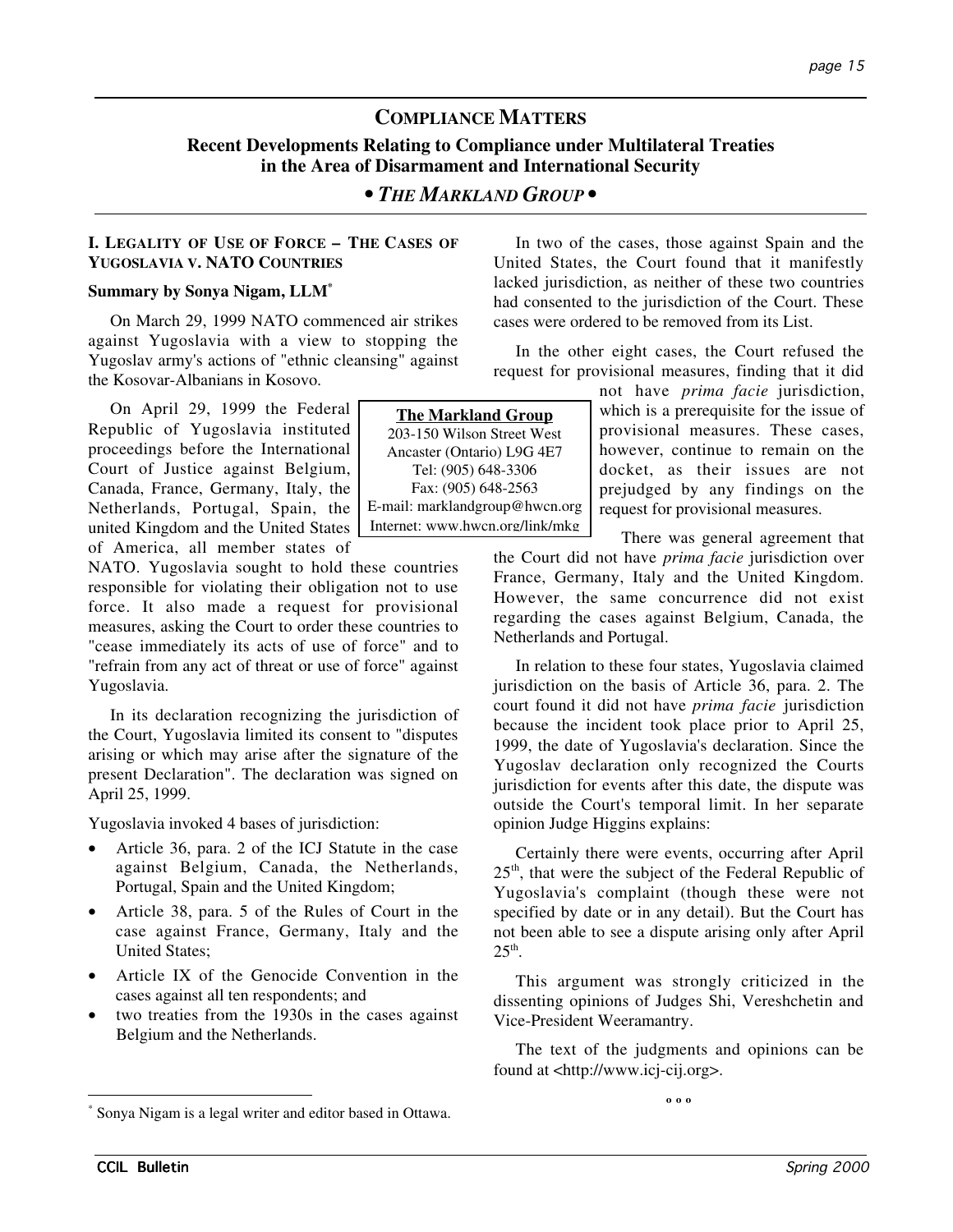# COMPLIANCE MATTERS

## Recent Developments Relating to Compliance under Multilateral Treaties in the Area of Disarmament and International Security

### • *THE MARKLAND GROUP* •

#### I. LEGALITY OF USE OF FORCE – THE CASES OF YUGOSLAVIA V. NATO COUNTRIES

**Summary by Sonya Nigam, LLM***

On March 29, 1999 NATO commenced air strikes against Yugoslavia with a view to stopping the Yugoslav army's actions of "ethnic cleansing" against the Kosovar-Albanians in Kosovo.

On April 29, 1999 the Federal Republic of Yugoslavia instituted proceedings before the International Court of Justice against Belgium, Canada, France, Germany, Italy, the Netherlands, Portugal, Spain, the united Kingdom and the United States of America, all member states of NATO. Yugoslavia sought to hold these countries responsible for violating their obligation not to use force. It also made a request for provisional measures, asking the Court to order these countries to "cease immediately its acts of use of force" and to "refrain from any act of threat or use of force" against Yugoslavia.

In its declaration recognizing the jurisdiction of the Court, Yugoslavia limited its consent to "disputes arising or which may arise after the signature of the present Declaration". The declaration was signed on April 25, 1999.

Yugoslavia invoked 4 bases of jurisdiction:

- Article 36, para. 2 of the ICJ Statute in the case against Belgium, Canada, the Netherlands, Portugal, Spain and the United Kingdom;
- Article 38, para. 5 of the Rules of Court in the case against France, Germany, Italy and the United States;
- Article IX of the Genocide Convention in the cases against all ten respondents; and
- two treaties from the 1930s in the cases against Belgium and the Netherlands.

In two of the cases, those against Spain and the United States, the Court found that it manifestly lacked jurisdiction, as neither of these two countries had consented to the jurisdiction of the Court. These cases were ordered to be removed from its List.

In the other eight cases, the Court refused the request for provisional measures, finding that it did not have *prima facie* jurisdiction, which is a prerequisite for the issue of provisional measures. These cases, however, continue to remain on the docket, as their issues are not prejudged by any findings on the request for provisional measures.

There was general agreement that the Court did not have *prima facie* jurisdiction over France, Germany, Italy and the United Kingdom. However, the same concurrence did not exist regarding the cases against Belgium, Canada, the Netherlands and Portugal.

In relation to these four states, Yugoslavia claimed jurisdiction on the basis of Article 36, para. 2. The court found it did not have *prima facie* jurisdiction because the incident took place prior to April 25, 1999, the date of Yugoslavia's declaration. Since the Yugoslav declaration only recognized the Courts jurisdiction for events after this date, the dispute was outside the Court's temporal limit. In her separate opinion Judge Higgins explains:

Certainly there were events, occurring after April 25th, that were the subject of the Federal Republic of Yugoslavia's complaint (though these were not specified by date or in any detail). But the Court has not been able to see a dispute arising only after April 25th.

This argument was strongly criticized in the dissenting opinions of Judges Shi, Vereshchetin and Vice-President Weeramantry.

The text of the judgments and opinions can be found at <http://www.icj-cij.org>.

° ° °

**The Markland Group**
203-150 Wilson Street West
Ancaster (Ontario) L9G 4E7
Tel: (905) 648-3306
Fax: (905) 648-2563
E-mail: marklandgroup@hwcn.org
Internet: www.hwcn.org/link/mkg

---

* Sonya Nigam is a legal writer and editor based in Ottawa.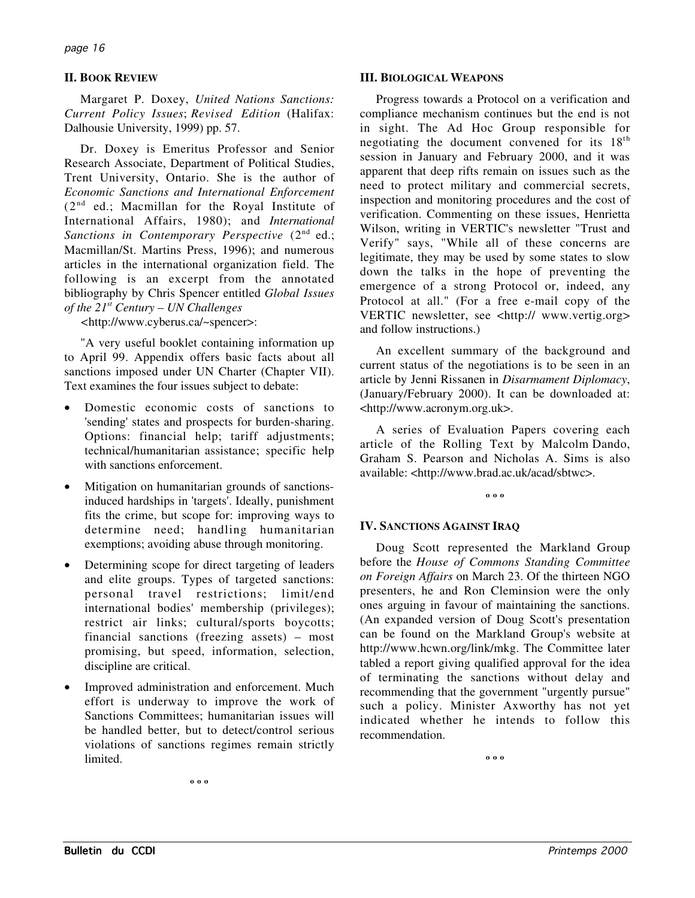## II. Book Review

Margaret P. Doxey, *United Nations Sanctions: Current Policy Issues*; *Revised Edition* (Halifax: Dalhousie University, 1999) pp. 57.

Dr. Doxey is Emeritus Professor and Senior Research Associate, Department of Political Studies, Trent University, Ontario. She is the author of *Economic Sanctions and International Enforcement* (2nd ed.; Macmillan for the Royal Institute of International Affairs, 1980); and *International Sanctions in Contemporary Perspective* (2nd ed.; Macmillan/St. Martins Press, 1996); and numerous articles in the international organization field. The following is an excerpt from the annotated bibliography by Chris Spencer entitled *Global Issues of the 21st Century – UN Challenges* <http://www.cyberus.ca/~spencer>:

"A very useful booklet containing information up to April 99. Appendix offers basic facts about all sanctions imposed under UN Charter (Chapter VII). Text examines the four issues subject to debate:

- Domestic economic costs of sanctions to 'sending' states and prospects for burden-sharing. Options: financial help; tariff adjustments; technical/humanitarian assistance; specific help with sanctions enforcement.
- Mitigation on humanitarian grounds of sanctions-induced hardships in 'targets'. Ideally, punishment fits the crime, but scope for: improving ways to determine need; handling humanitarian exemptions; avoiding abuse through monitoring.
- Determining scope for direct targeting of leaders and elite groups. Types of targeted sanctions: personal travel restrictions; limit/end international bodies' membership (privileges); restrict air links; cultural/sports boycotts; financial sanctions (freezing assets) – most promising, but speed, information, selection, discipline are critical.
- Improved administration and enforcement. Much effort is underway to improve the work of Sanctions Committees; humanitarian issues will be handled better, but to detect/control serious violations of sanctions regimes remain strictly limited.

o o o

## III. Biological Weapons

Progress towards a Protocol on a verification and compliance mechanism continues but the end is not in sight. The Ad Hoc Group responsible for negotiating the document convened for its 18th session in January and February 2000, and it was apparent that deep rifts remain on issues such as the need to protect military and commercial secrets, inspection and monitoring procedures and the cost of verification. Commenting on these issues, Henrietta Wilson, writing in VERTIC's newsletter "Trust and Verify" says, "While all of these concerns are legitimate, they may be used by some states to slow down the talks in the hope of preventing the emergence of a strong Protocol or, indeed, any Protocol at all." (For a free e-mail copy of the VERTIC newsletter, see <http:// www.vertig.org> and follow instructions.)

An excellent summary of the background and current status of the negotiations is to be seen in an article by Jenni Rissanen in *Disarmament Diplomacy*, (January/February 2000). It can be downloaded at: <http://www.acronym.org.uk>.

A series of Evaluation Papers covering each article of the Rolling Text by Malcolm Dando, Graham S. Pearson and Nicholas A. Sims is also available: <http://www.brad.ac.uk/acad/sbtwc>.

o o o

## IV. Sanctions Against Iraq

Doug Scott represented the Markland Group before the *House of Commons Standing Committee on Foreign Affairs* on March 23. Of the thirteen NGO presenters, he and Ron Cleminsion were the only ones arguing in favour of maintaining the sanctions. (An expanded version of Doug Scott's presentation can be found on the Markland Group's website at http://www.hcwn.org/link/mkg. The Committee later tabled a report giving qualified approval for the idea of terminating the sanctions without delay and recommending that the government "urgently pursue" such a policy. Minister Axworthy has not yet indicated whether he intends to follow this recommendation.

o o o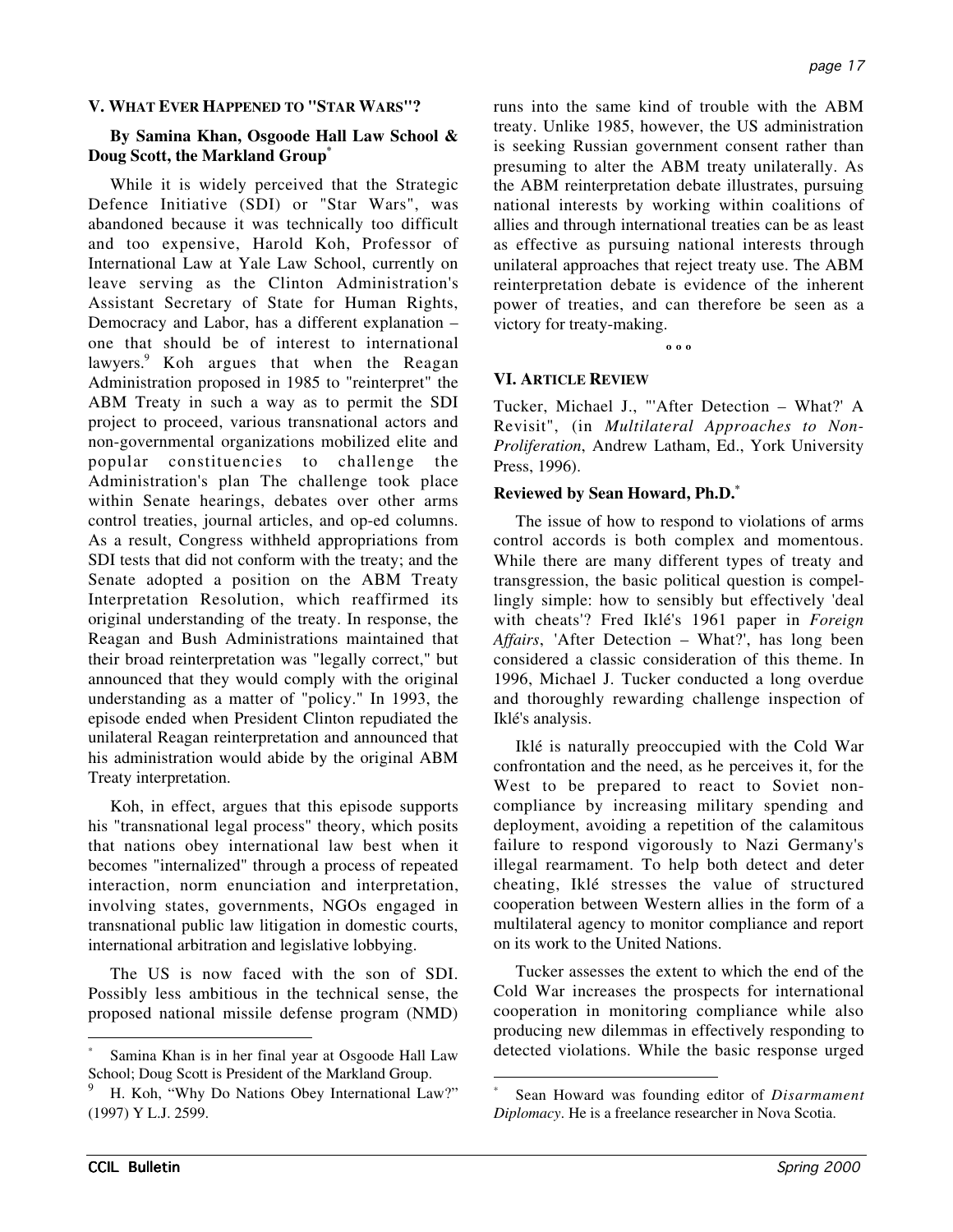## V. WHAT EVER HAPPENED TO "STAR WARS"?

**By Samina Khan, Osgoode Hall Law School & Doug Scott, the Markland Group***

While it is widely perceived that the Strategic Defence Initiative (SDI) or "Star Wars", was abandoned because it was technically too difficult and too expensive, Harold Koh, Professor of International Law at Yale Law School, currently on leave serving as the Clinton Administration's Assistant Secretary of State for Human Rights, Democracy and Labor, has a different explanation – one that should be of interest to international lawyers.[9] Koh argues that when the Reagan Administration proposed in 1985 to "reinterpret" the ABM Treaty in such a way as to permit the SDI project to proceed, various transnational actors and non-governmental organizations mobilized elite and popular constituencies to challenge the Administration's plan The challenge took place within Senate hearings, debates over other arms control treaties, journal articles, and op-ed columns. As a result, Congress withheld appropriations from SDI tests that did not conform with the treaty; and the Senate adopted a position on the ABM Treaty Interpretation Resolution, which reaffirmed its original understanding of the treaty. In response, the Reagan and Bush Administrations maintained that their broad reinterpretation was "legally correct," but announced that they would comply with the original understanding as a matter of "policy." In 1993, the episode ended when President Clinton repudiated the unilateral Reagan reinterpretation and announced that his administration would abide by the original ABM Treaty interpretation.

Koh, in effect, argues that this episode supports his "transnational legal process" theory, which posits that nations obey international law best when it becomes "internalized" through a process of repeated interaction, norm enunciation and interpretation, involving states, governments, NGOs engaged in transnational public law litigation in domestic courts, international arbitration and legislative lobbying.

The US is now faced with the son of SDI. Possibly less ambitious in the technical sense, the proposed national missile defense program (NMD) runs into the same kind of trouble with the ABM treaty. Unlike 1985, however, the US administration is seeking Russian government consent rather than presuming to alter the ABM treaty unilaterally. As the ABM reinterpretation debate illustrates, pursuing national interests by working within coalitions of allies and through international treaties can be as least as effective as pursuing national interests through unilateral approaches that reject treaty use. The ABM reinterpretation debate is evidence of the inherent power of treaties, and can therefore be seen as a victory for treaty-making.

° ° °

## VI. ARTICLE REVIEW

Tucker, Michael J., "'After Detection – What?' A Revisit", (in *Multilateral Approaches to Non-Proliferation*, Andrew Latham, Ed., York University Press, 1996).

**Reviewed by Sean Howard, Ph.D.***

The issue of how to respond to violations of arms control accords is both complex and momentous. While there are many different types of treaty and transgression, the basic political question is compellingly simple: how to sensibly but effectively 'deal with cheats'? Fred Iklé's 1961 paper in *Foreign Affairs*, 'After Detection – What?', has long been considered a classic consideration of this theme. In 1996, Michael J. Tucker conducted a long overdue and thoroughly rewarding challenge inspection of Iklé's analysis.

Iklé is naturally preoccupied with the Cold War confrontation and the need, as he perceives it, for the West to be prepared to react to Soviet non-compliance by increasing military spending and deployment, avoiding a repetition of the calamitous failure to respond vigorously to Nazi Germany's illegal rearmament. To help both detect and deter cheating, Iklé stresses the value of structured cooperation between Western allies in the form of a multilateral agency to monitor compliance and report on its work to the United Nations.

Tucker assesses the extent to which the end of the Cold War increases the prospects for international cooperation in monitoring compliance while also producing new dilemmas in effectively responding to detected violations. While the basic response urged

---

\* Samina Khan is in her final year at Osgoode Hall Law School; Doug Scott is President of the Markland Group.

9 H. Koh, "Why Do Nations Obey International Law?" (1997) Y L.J. 2599.

\* Sean Howard was founding editor of *Disarmament Diplomacy*. He is a freelance researcher in Nova Scotia.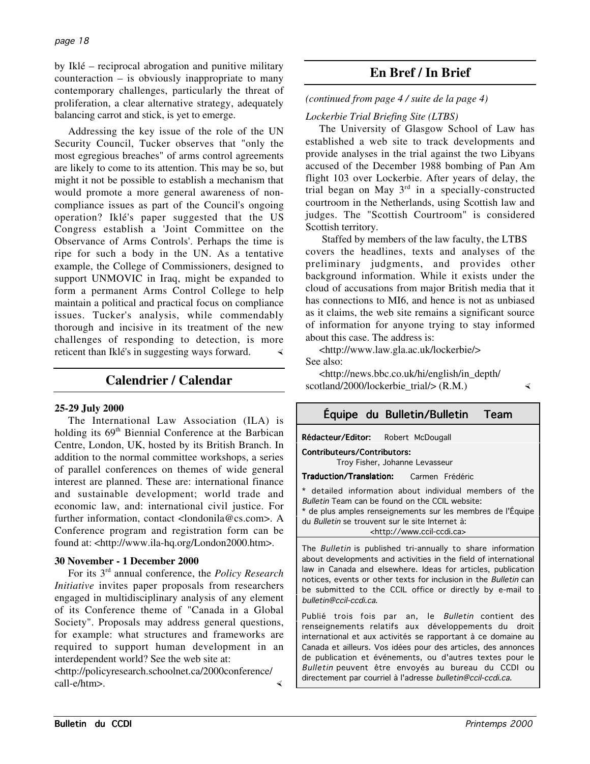by Iklé – reciprocal abrogation and punitive military counteraction – is obviously inappropriate to many contemporary challenges, particularly the threat of proliferation, a clear alternative strategy, adequately balancing carrot and stick, is yet to emerge.

Addressing the key issue of the role of the UN Security Council, Tucker observes that "only the most egregious breaches" of arms control agreements are likely to come to its attention. This may be so, but might it not be possible to establish a mechanism that would promote a more general awareness of non-compliance issues as part of the Council's ongoing operation? Iklé's paper suggested that the US Congress establish a 'Joint Committee on the Observance of Arms Controls'. Perhaps the time is ripe for such a body in the UN. As a tentative example, the College of Commissioners, designed to support UNMOVIC in Iraq, might be expanded to form a permanent Arms Control College to help maintain a political and practical focus on compliance issues. Tucker's analysis, while commendably thorough and incisive in its treatment of the new challenges of responding to detection, is more reticent than Iklé's in suggesting ways forward.

## Calendrier / Calendar

**25-29 July 2000**

The International Law Association (ILA) is holding its 69th Biennial Conference at the Barbican Centre, London, UK, hosted by its British Branch. In addition to the normal committee workshops, a series of parallel conferences on themes of wide general interest are planned. These are: international finance and sustainable development; world trade and economic law, and: international civil justice. For further information, contact <londonila@cs.com>. A Conference program and registration form can be found at: <http://www.ila-hq.org/London2000.htm>.

**30 November - 1 December 2000**

For its 3rd annual conference, the *Policy Research Initiative* invites paper proposals from researchers engaged in multidisciplinary analysis of any element of its Conference theme of "Canada in a Global Society". Proposals may address general questions, for example: what structures and frameworks are required to support human development in an interdependent world? See the web site at:
<http://policyresearch.schoolnet.ca/2000conference/call-e/htm>.

## En Bref / In Brief

*(continued from page 4 / suite de la page 4)*

*Lockerbie Trial Briefing Site (LTBS)*

The University of Glasgow School of Law has established a web site to track developments and provide analyses in the trial against the two Libyans accused of the December 1988 bombing of Pan Am flight 103 over Lockerbie. After years of delay, the trial began on May 3rd in a specially-constructed courtroom in the Netherlands, using Scottish law and judges. The "Scottish Courtroom" is considered Scottish territory.

Staffed by members of the law faculty, the LTBS covers the headlines, texts and analyses of the preliminary judgments, and provides other background information. While it exists under the cloud of accusations from major British media that it has connections to MI6, and hence is not as unbiased as it claims, the web site remains a significant source of information for anyone trying to stay informed about this case. The address is:

<http://www.law.gla.ac.uk/lockerbie/>

See also:

<http://news.bbc.co.uk/hi/english/in_depth/scotland/2000/lockerbie_trial/> (R.M.)

### Équipe du Bulletin/Bulletin Team

**Rédacteur/Editor:** Robert McDougall

**Contributeurs/Contributors:** Troy Fisher, Johanne Levasseur

**Traduction/Translation:** Carmen Frédéric

\* detailed information about individual members of the *Bulletin* Team can be found on the CCIL website:
\* de plus amples renseignements sur les membres de l'Équipe du *Bulletin* se trouvent sur le site Internet à:
<http://www.ccil-ccdi.ca>

The *Bulletin* is published tri-annually to share information about developments and activities in the field of international law in Canada and elsewhere. Ideas for articles, publication notices, events or other texts for inclusion in the *Bulletin* can be submitted to the CCIL office or directly by e-mail to *bulletin@ccil-ccdi.ca*.

Publié trois fois par an, le *Bulletin* contient des renseignements relatifs aux développements du droit international et aux activités se rapportant à ce domaine au Canada et ailleurs. Vos idées pour des articles, des annonces de publication et événements, ou d'autres textes pour le *Bulletin* peuvent être envoyés au bureau du CCDI ou directement par courriel à l'adresse *bulletin@ccil-ccdi.ca.*